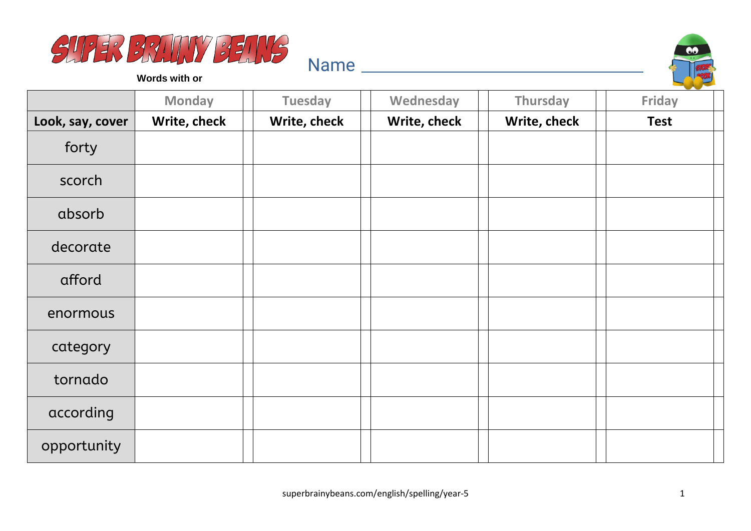# SUPER BRAINY BEANS

**Words with or**

Name ________________________________

| | Monday | Tuesday | Wednesday | Thursday | Friday |
|---|---|---|---|---|---|
| **Look, say, cover** | **Write, check** | **Write, check** | **Write, check** | **Write, check** | **Test** |
| forty | | | | | |
| scorch | | | | | |
| absorb | | | | | |
| decorate | | | | | |
| afford | | | | | |
| enormous | | | | | |
| category | | | | | |
| tornado | | | | | |
| according | | | | | |
| opportunity | | | | | |

superbrainybeans.com/english/spelling/year-5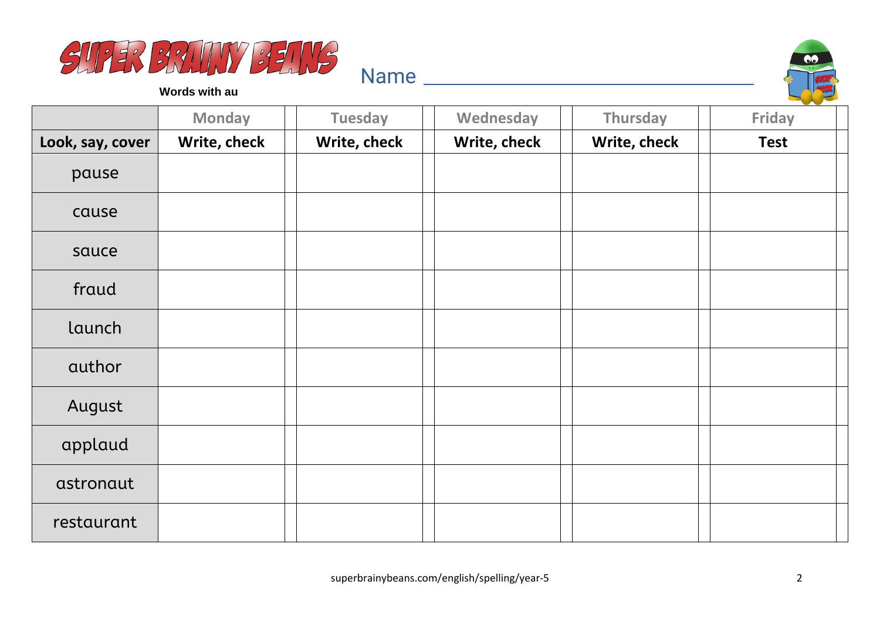# SUPER BRAINY BEANS

**Words with au**

Name ___________________________

| | Monday | Tuesday | Wednesday | Thursday | Friday |
|---|---|---|---|---|---|
| **Look, say, cover** | **Write, check** | **Write, check** | **Write, check** | **Write, check** | **Test** |
| pause | | | | | |
| cause | | | | | |
| sauce | | | | | |
| fraud | | | | | |
| launch | | | | | |
| author | | | | | |
| August | | | | | |
| applaud | | | | | |
| astronaut | | | | | |
| restaurant | | | | | |

superbrainybeans.com/english/spelling/year-5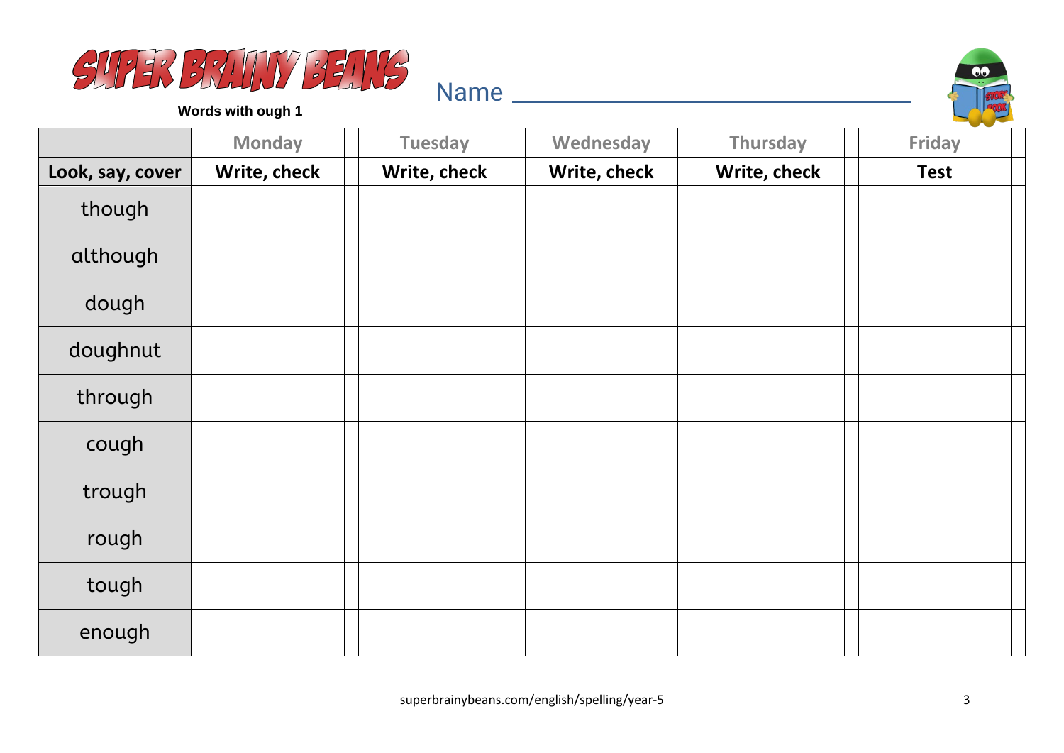# SUPER BRAINY BEANS

**Words with ough 1**

Name ___________________________________

| | Monday | Tuesday | Wednesday | Thursday | Friday |
|---|---|---|---|---|---|
| **Look, say, cover** | **Write, check** | **Write, check** | **Write, check** | **Write, check** | **Test** |
| though | | | | | |
| although | | | | | |
| dough | | | | | |
| doughnut | | | | | |
| through | | | | | |
| cough | | | | | |
| trough | | | | | |
| rough | | | | | |
| tough | | | | | |
| enough | | | | | |

superbrainybeans.com/english/spelling/year-5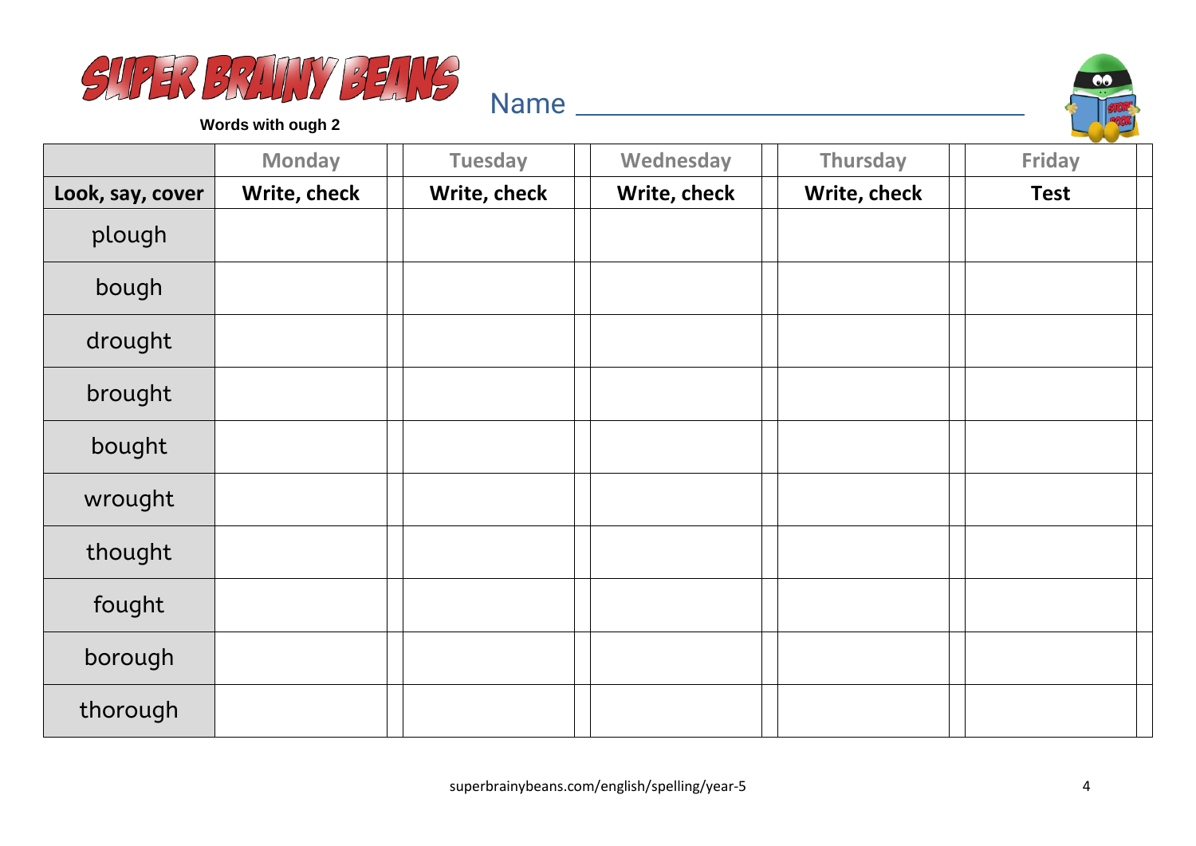# SUPER BRAINY BEANS

**Words with ough 2**

Name ________________________________

| | Monday | Tuesday | Wednesday | Thursday | Friday |
|---|---|---|---|---|---|
| **Look, say, cover** | **Write, check** | **Write, check** | **Write, check** | **Write, check** | **Test** |
| plough | | | | | |
| bough | | | | | |
| drought | | | | | |
| brought | | | | | |
| bought | | | | | |
| wrought | | | | | |
| thought | | | | | |
| fought | | | | | |
| borough | | | | | |
| thorough | | | | | |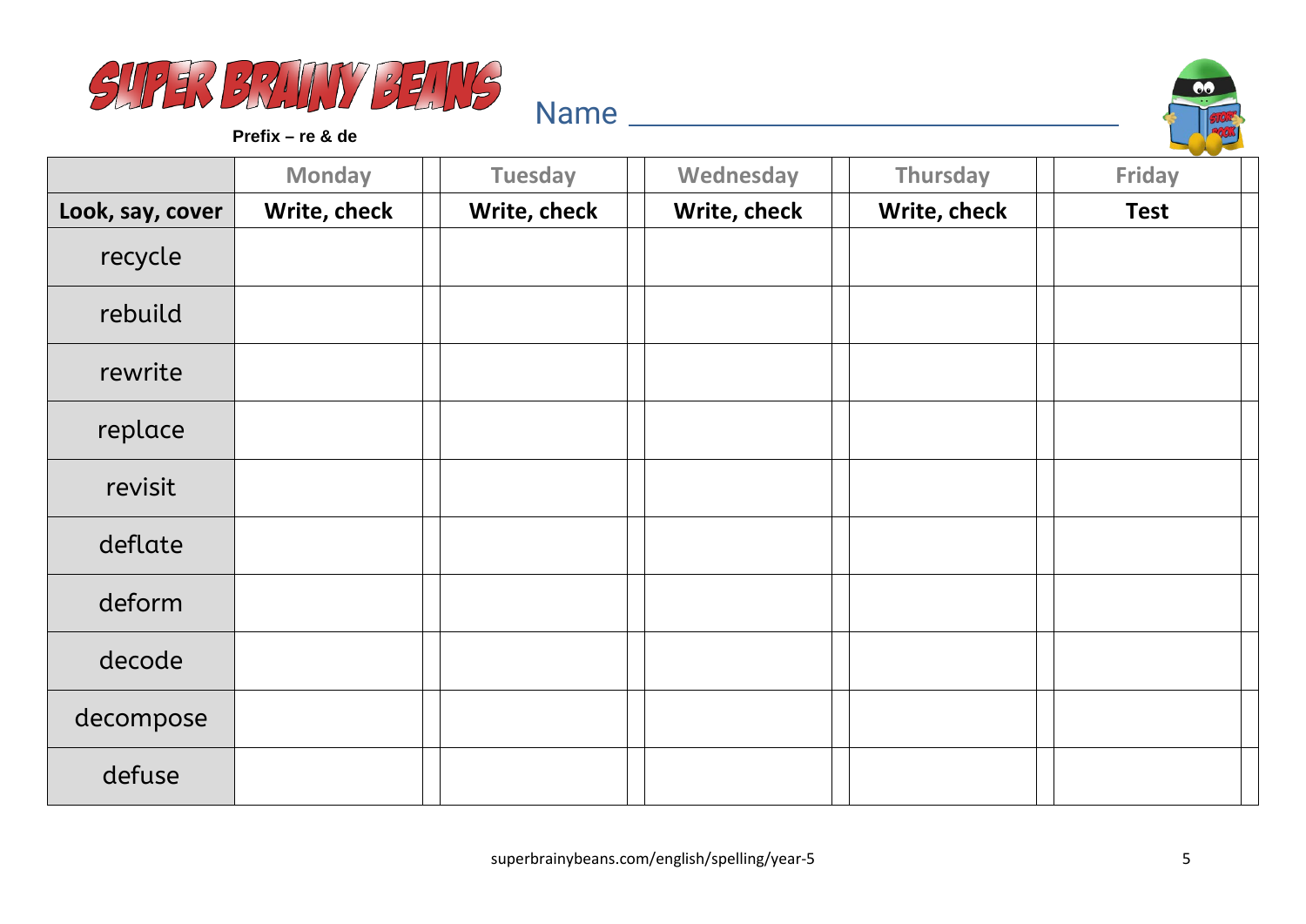# SUPER BRAINY BEANS

**Prefix – re & de**

Name ______________________________

| | Monday | Tuesday | Wednesday | Thursday | Friday |
|---|---|---|---|---|---|
| **Look, say, cover** | **Write, check** | **Write, check** | **Write, check** | **Write, check** | **Test** |
| recycle | | | | | |
| rebuild | | | | | |
| rewrite | | | | | |
| replace | | | | | |
| revisit | | | | | |
| deflate | | | | | |
| deform | | | | | |
| decode | | | | | |
| decompose | | | | | |
| defuse | | | | | |

superbrainybeans.com/english/spelling/year-5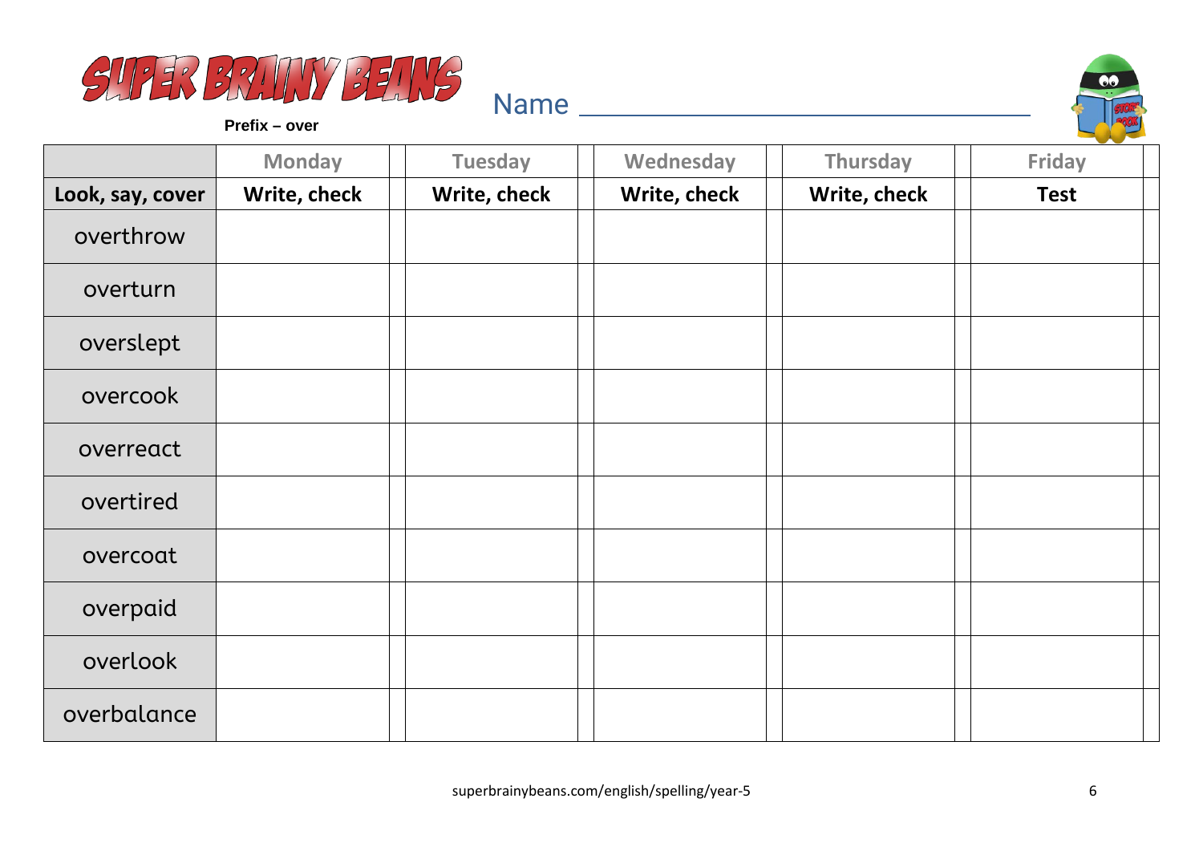SUPER BRAINY BEANS

**Prefix – over**

Name ______________________________

| | Monday | | Tuesday | | Wednesday | | Thursday | | Friday | |
|---|---|---|---|---|---|---|---|---|---|---|
| **Look, say, cover** | **Write, check** | | **Write, check** | | **Write, check** | | **Write, check** | | **Test** | |
| overthrow | | | | | | | | | | |
| overturn | | | | | | | | | | |
| overslept | | | | | | | | | | |
| overcook | | | | | | | | | | |
| overreact | | | | | | | | | | |
| overtired | | | | | | | | | | |
| overcoat | | | | | | | | | | |
| overpaid | | | | | | | | | | |
| overlook | | | | | | | | | | |
| overbalance | | | | | | | | | | |

superbrainybeans.com/english/spelling/year-5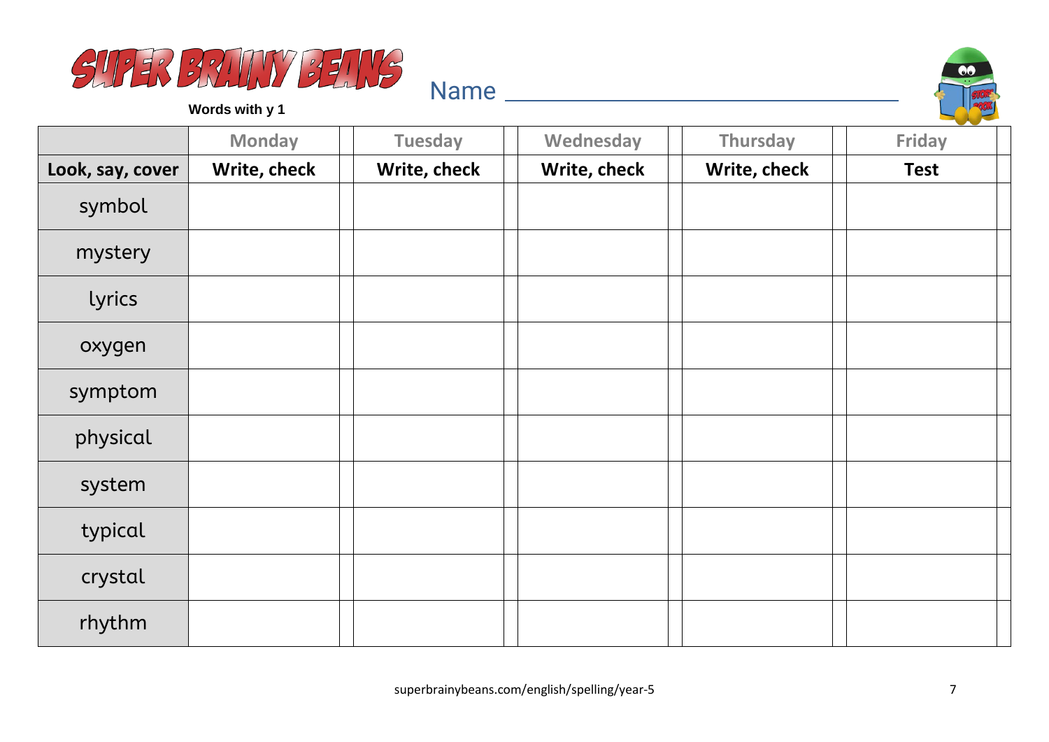# SUPER BRAINY BEANS

**Words with y 1**

Name ______________________________

| | Monday | | Tuesday | | Wednesday | | Thursday | | Friday | |
|---|---|---|---|---|---|---|---|---|---|---|
| **Look, say, cover** | **Write, check** | | **Write, check** | | **Write, check** | | **Write, check** | | **Test** | |
| symbol | | | | | | | | | | |
| mystery | | | | | | | | | | |
| lyrics | | | | | | | | | | |
| oxygen | | | | | | | | | | |
| symptom | | | | | | | | | | |
| physical | | | | | | | | | | |
| system | | | | | | | | | | |
| typical | | | | | | | | | | |
| crystal | | | | | | | | | | |
| rhythm | | | | | | | | | | |

superbrainybeans.com/english/spelling/year-5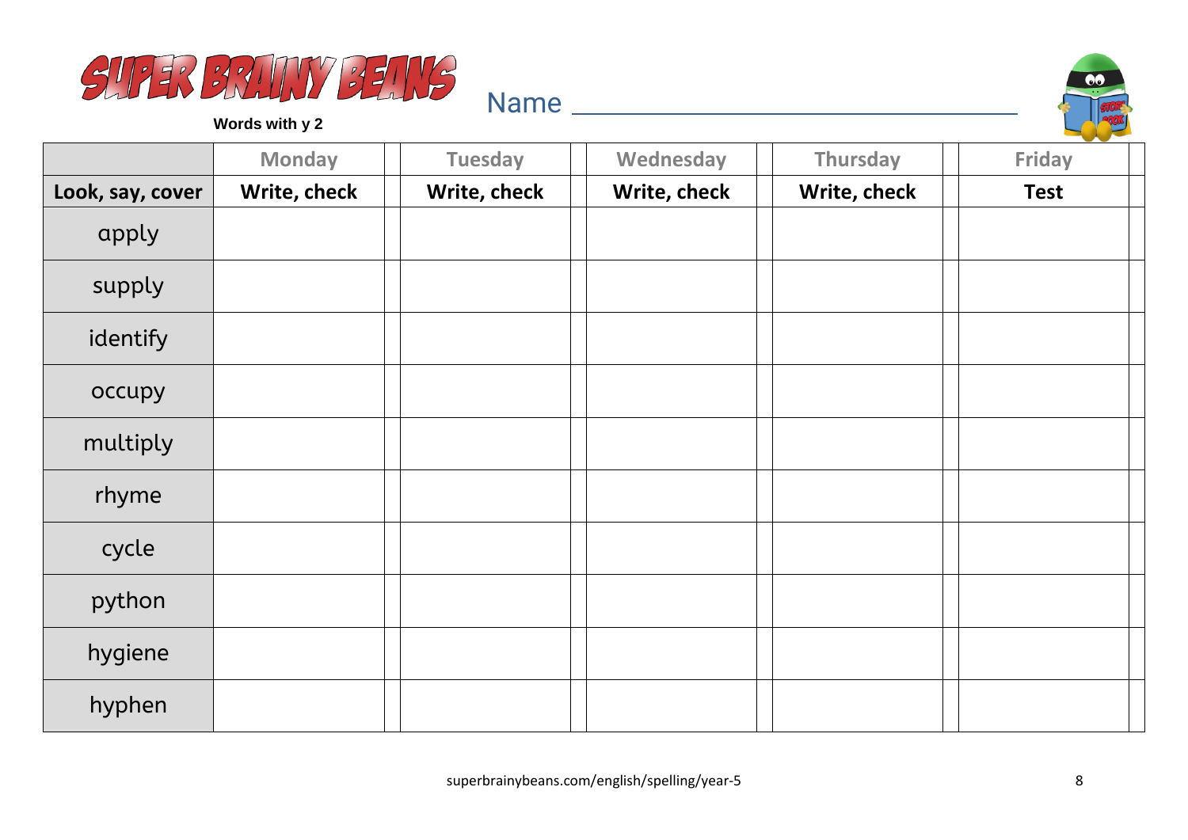# SUPER BRAINY BEANS

**Words with y 2**

Name ________________________________

| | Monday | | Tuesday | | Wednesday | | Thursday | | Friday | |
|---|---|---|---|---|---|---|---|---|---|---|
| **Look, say, cover** | **Write, check** | | **Write, check** | | **Write, check** | | **Write, check** | | **Test** | |
| apply | | | | | | | | | | |
| supply | | | | | | | | | | |
| identify | | | | | | | | | | |
| occupy | | | | | | | | | | |
| multiply | | | | | | | | | | |
| rhyme | | | | | | | | | | |
| cycle | | | | | | | | | | |
| python | | | | | | | | | | |
| hygiene | | | | | | | | | | |
| hyphen | | | | | | | | | | |

superbrainybeans.com/english/spelling/year-5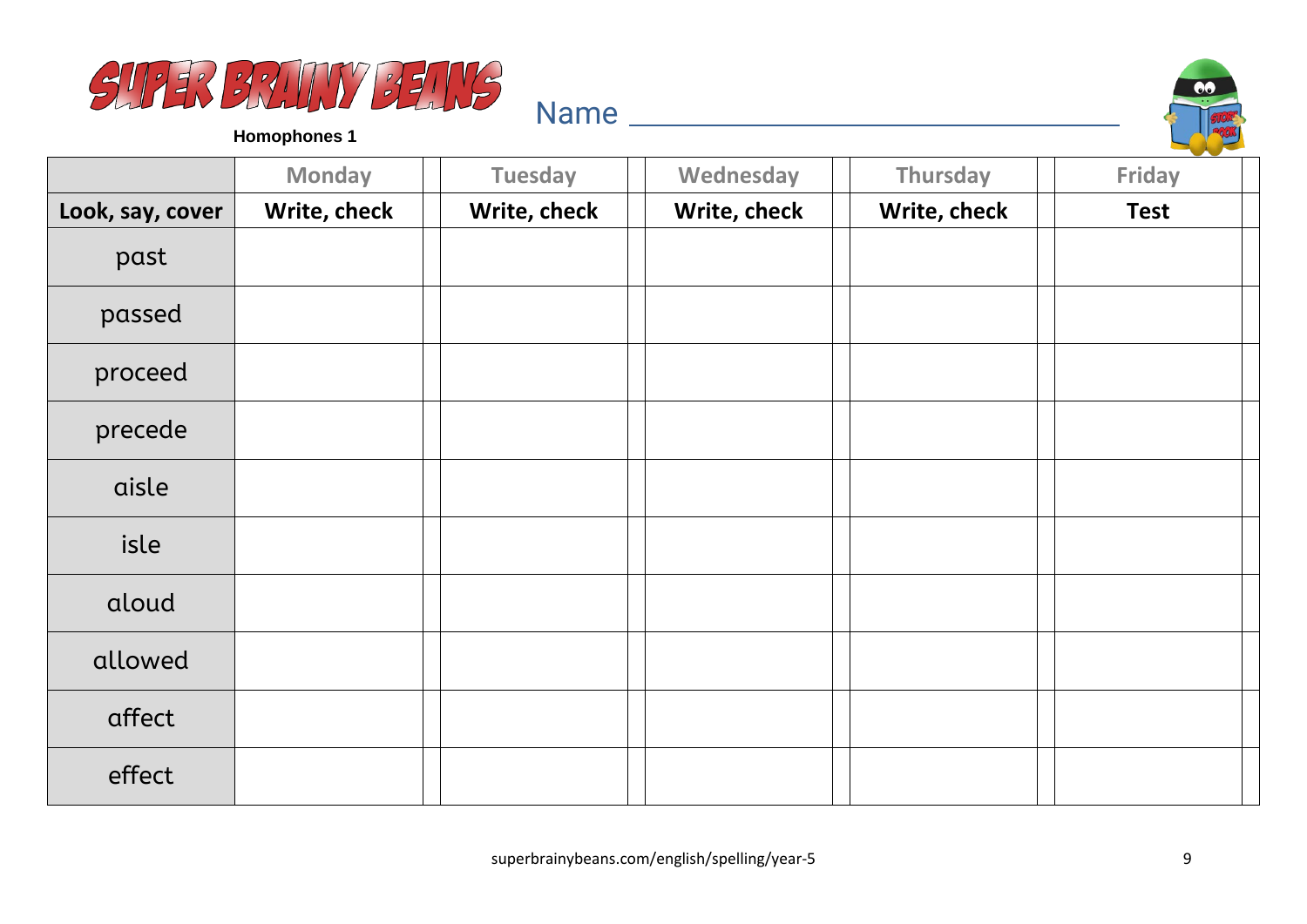SUPER BRAINY BEANS

**Homophones 1**

Name ______________________________

| | Monday | | Tuesday | | Wednesday | | Thursday | | Friday | |
|---|---|---|---|---|---|---|---|---|---|---|
| **Look, say, cover** | **Write, check** | | **Write, check** | | **Write, check** | | **Write, check** | | **Test** | |
| past | | | | | | | | | | |
| passed | | | | | | | | | | |
| proceed | | | | | | | | | | |
| precede | | | | | | | | | | |
| aisle | | | | | | | | | | |
| isle | | | | | | | | | | |
| aloud | | | | | | | | | | |
| allowed | | | | | | | | | | |
| affect | | | | | | | | | | |
| effect | | | | | | | | | | |

superbrainybeans.com/english/spelling/year-5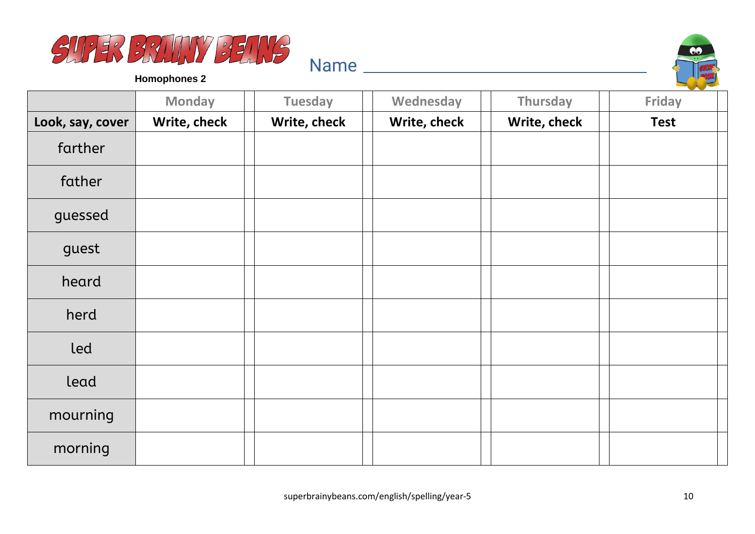SUPER BRAINY BEANS

**Homophones 2**

Name ______________________________

| | Monday | Tuesday | Wednesday | Thursday | Friday |
|---|---|---|---|---|---|
| **Look, say, cover** | **Write, check** | **Write, check** | **Write, check** | **Write, check** | **Test** |
| farther | | | | | |
| father | | | | | |
| guessed | | | | | |
| guest | | | | | |
| heard | | | | | |
| herd | | | | | |
| led | | | | | |
| lead | | | | | |
| mourning | | | | | |
| morning | | | | | |

superbrainybeans.com/english/spelling/year-5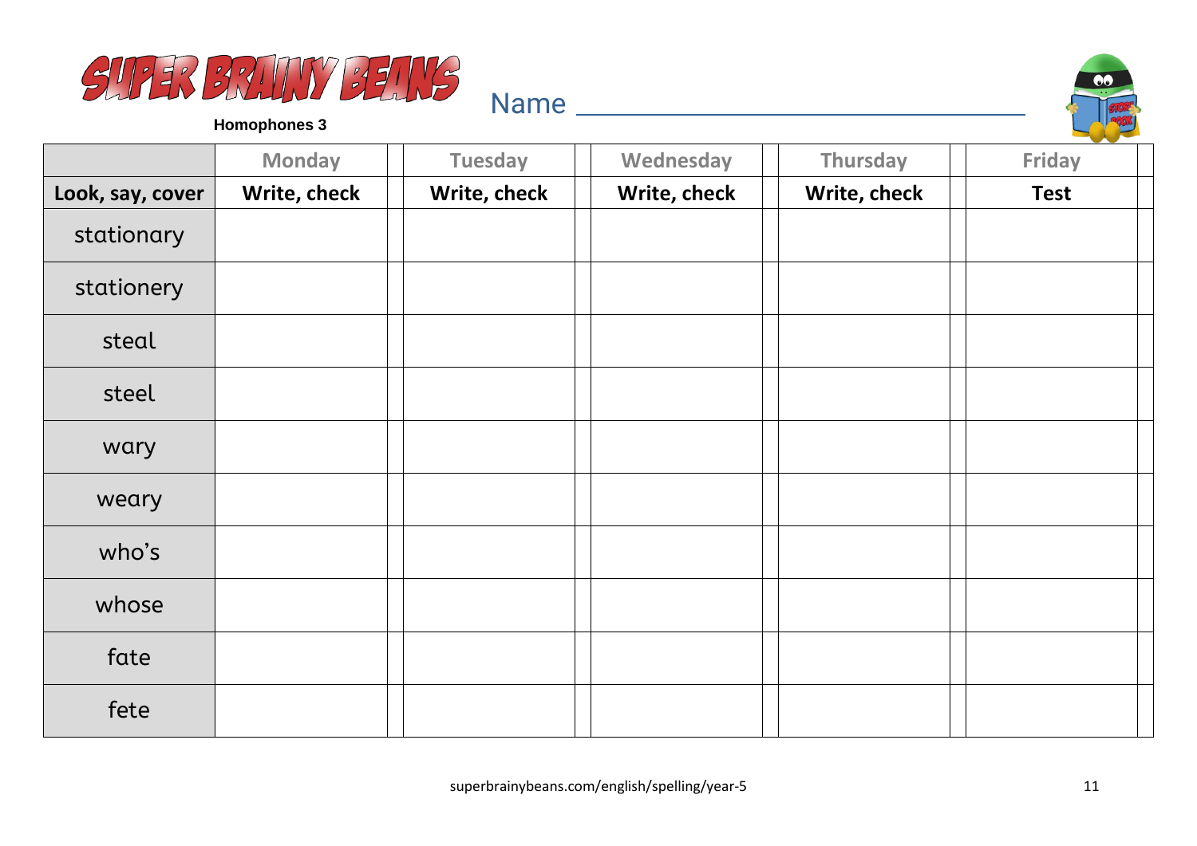# SUPER BRAINY BEANS

**Homophones 3**

Name ________________________________

| | Monday | | Tuesday | | Wednesday | | Thursday | | Friday | |
|---|---|---|---|---|---|---|---|---|---|---|
| **Look, say, cover** | **Write, check** | | **Write, check** | | **Write, check** | | **Write, check** | | **Test** | |
| stationary | | | | | | | | | | |
| stationery | | | | | | | | | | |
| steal | | | | | | | | | | |
| steel | | | | | | | | | | |
| wary | | | | | | | | | | |
| weary | | | | | | | | | | |
| who's | | | | | | | | | | |
| whose | | | | | | | | | | |
| fate | | | | | | | | | | |
| fete | | | | | | | | | | |

superbrainybeans.com/english/spelling/year-5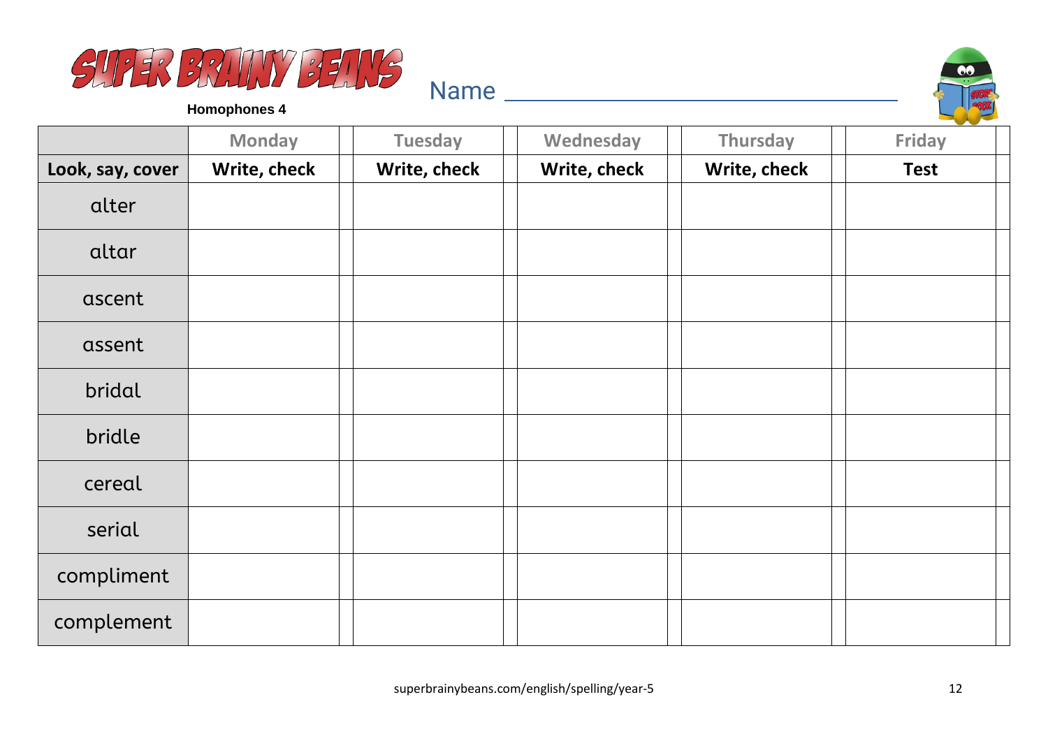# SUPER BRAINY BEANS

**Homophones 4**

Name ______________________________

| | Monday | Tuesday | Wednesday | Thursday | Friday |
|---|---|---|---|---|---|
| **Look, say, cover** | **Write, check** | **Write, check** | **Write, check** | **Write, check** | **Test** |
| alter | | | | | |
| altar | | | | | |
| ascent | | | | | |
| assent | | | | | |
| bridal | | | | | |
| bridle | | | | | |
| cereal | | | | | |
| serial | | | | | |
| compliment | | | | | |
| complement | | | | | |

superbrainybeans.com/english/spelling/year-5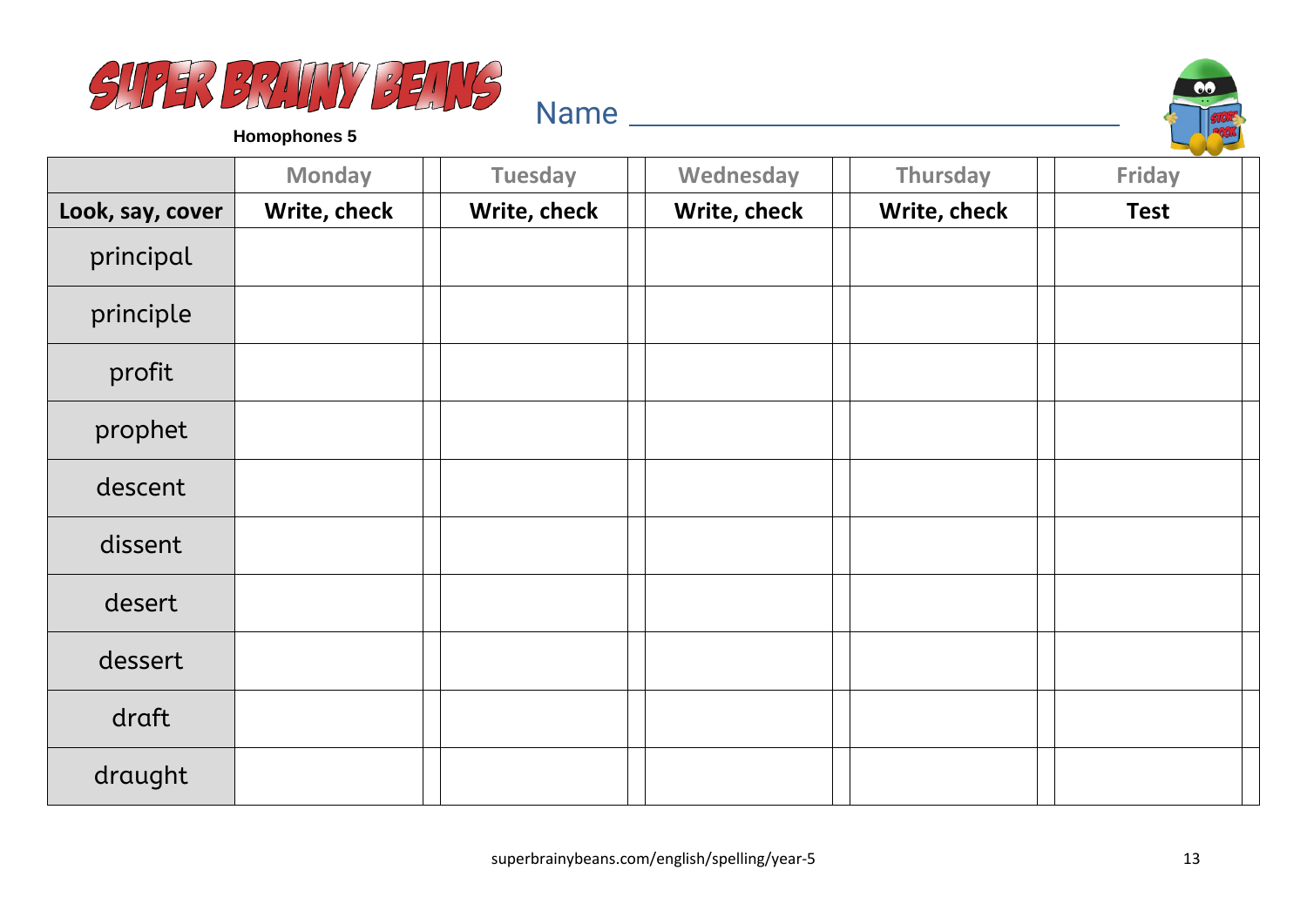# SUPER BRAINY BEANS

**Homophones 5**

Name ______________________________

| | Monday | Tuesday | Wednesday | Thursday | Friday |
|---|---|---|---|---|---|
| **Look, say, cover** | **Write, check** | **Write, check** | **Write, check** | **Write, check** | **Test** |
| principal | | | | | |
| principle | | | | | |
| profit | | | | | |
| prophet | | | | | |
| descent | | | | | |
| dissent | | | | | |
| desert | | | | | |
| dessert | | | | | |
| draft | | | | | |
| draught | | | | | |

superbrainybeans.com/english/spelling/year-5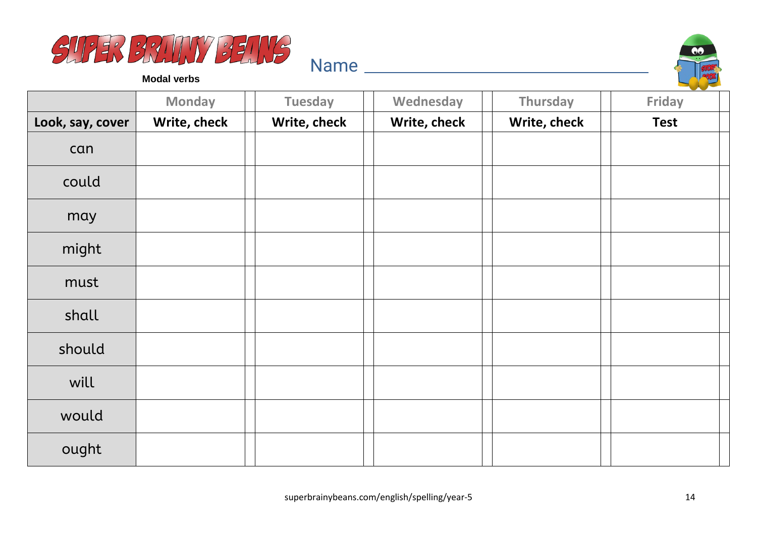# SUPER BRAINY BEANS

**Modal verbs**

Name ____________________________

| | Monday | | Tuesday | | Wednesday | | Thursday | | Friday | |
|---|---|---|---|---|---|---|---|---|---|---|
| **Look, say, cover** | **Write, check** | | **Write, check** | | **Write, check** | | **Write, check** | | **Test** | |
| can | | | | | | | | | | |
| could | | | | | | | | | | |
| may | | | | | | | | | | |
| might | | | | | | | | | | |
| must | | | | | | | | | | |
| shall | | | | | | | | | | |
| should | | | | | | | | | | |
| will | | | | | | | | | | |
| would | | | | | | | | | | |
| ought | | | | | | | | | | |

superbrainybeans.com/english/spelling/year-5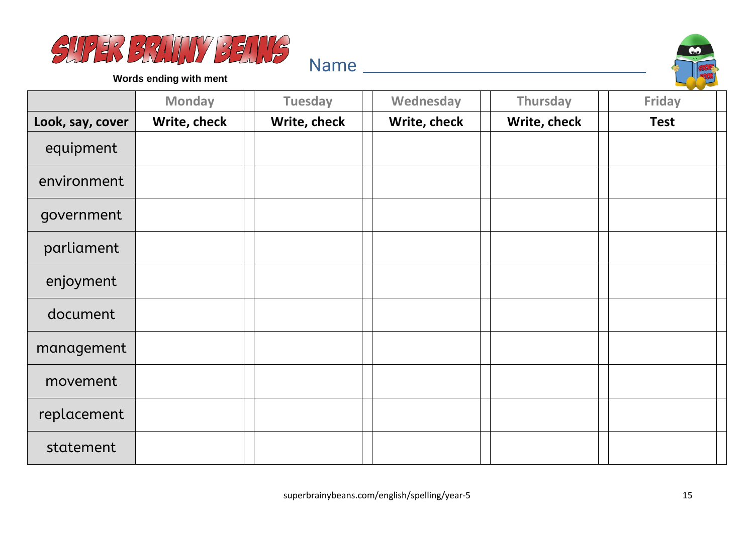# SUPER BRAINY BEANS

**Words ending with ment**

Name ________________________________

| | Monday | Tuesday | Wednesday | Thursday | Friday |
|---|---|---|---|---|---|
| **Look, say, cover** | **Write, check** | **Write, check** | **Write, check** | **Write, check** | **Test** |
| equipment | | | | | |
| environment | | | | | |
| government | | | | | |
| parliament | | | | | |
| enjoyment | | | | | |
| document | | | | | |
| management | | | | | |
| movement | | | | | |
| replacement | | | | | |
| statement | | | | | |

superbrainybeans.com/english/spelling/year-5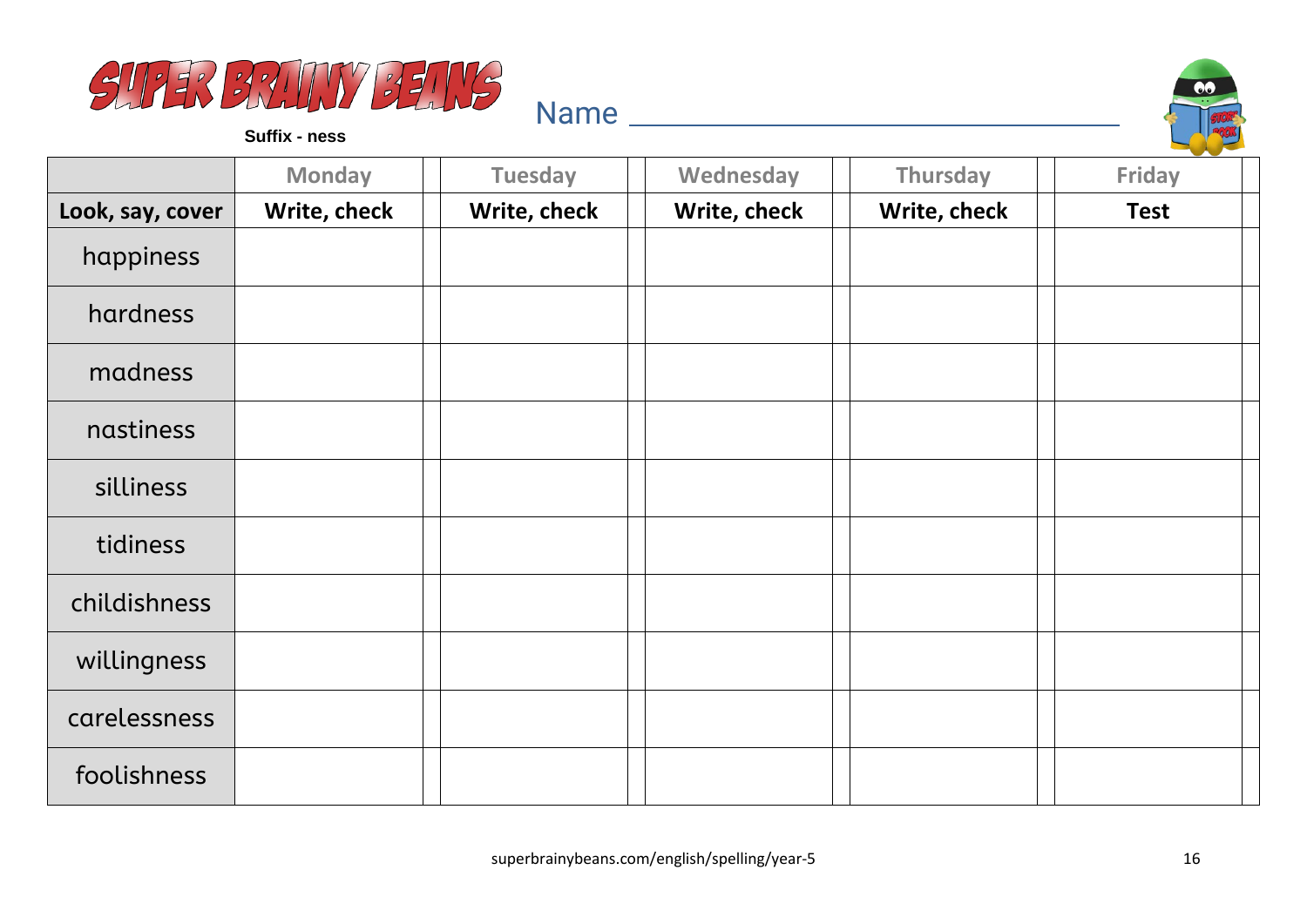# SUPER BRAINY BEANS

**Suffix - ness**

Name ______________________________

| | Monday | | Tuesday | | Wednesday | | Thursday | | Friday | |
|---|---|---|---|---|---|---|---|---|---|---|
| **Look, say, cover** | **Write, check** | | **Write, check** | | **Write, check** | | **Write, check** | | **Test** | |
| happiness | | | | | | | | | | |
| hardness | | | | | | | | | | |
| madness | | | | | | | | | | |
| nastiness | | | | | | | | | | |
| silliness | | | | | | | | | | |
| tidiness | | | | | | | | | | |
| childishness | | | | | | | | | | |
| willingness | | | | | | | | | | |
| carelessness | | | | | | | | | | |
| foolishness | | | | | | | | | | |

superbrainybeans.com/english/spelling/year-5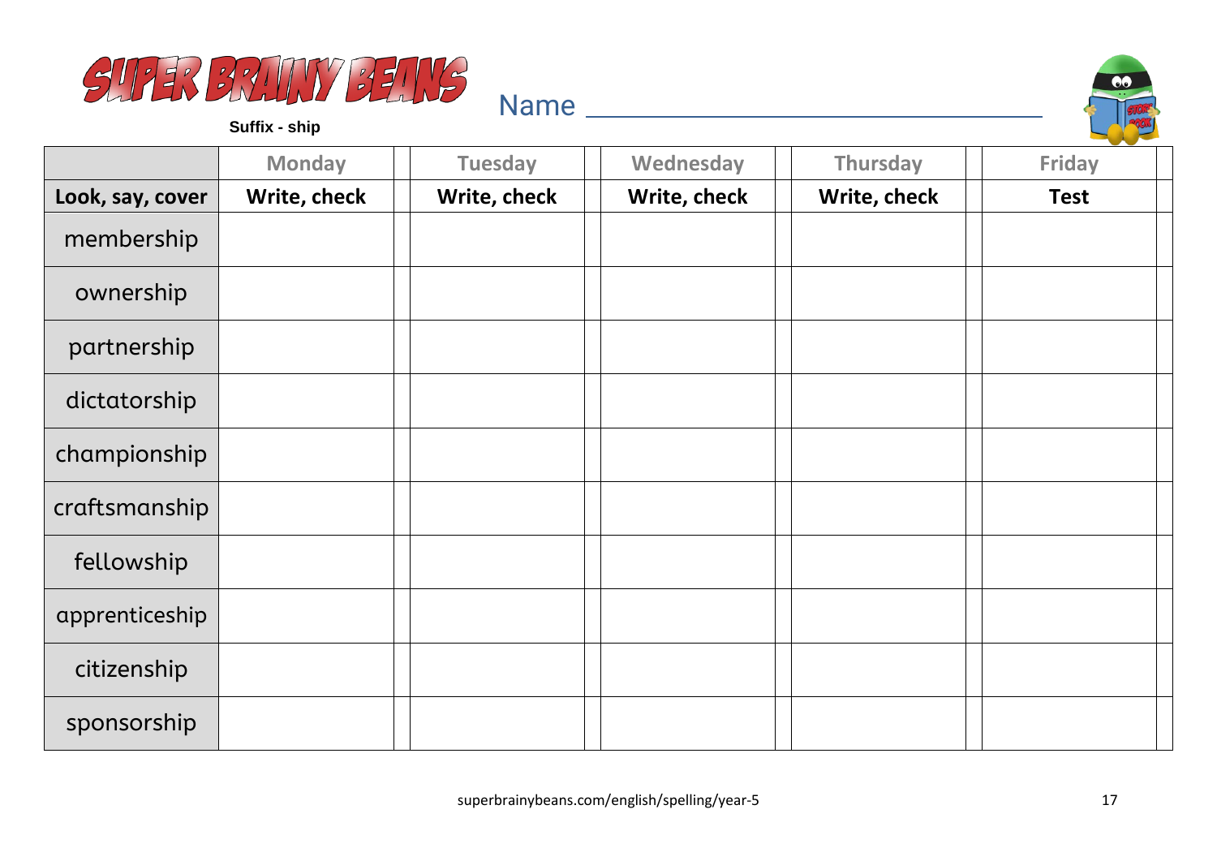# SUPER BRAINY BEANS

**Suffix - ship**

Name ______________________________

| | Monday | | Tuesday | | Wednesday | | Thursday | | Friday | |
|---|---|---|---|---|---|---|---|---|---|---|
| **Look, say, cover** | **Write, check** | | **Write, check** | | **Write, check** | | **Write, check** | | **Test** | |
| membership | | | | | | | | | | |
| ownership | | | | | | | | | | |
| partnership | | | | | | | | | | |
| dictatorship | | | | | | | | | | |
| championship | | | | | | | | | | |
| craftsmanship | | | | | | | | | | |
| fellowship | | | | | | | | | | |
| apprenticeship | | | | | | | | | | |
| citizenship | | | | | | | | | | |
| sponsorship | | | | | | | | | | |

superbrainybeans.com/english/spelling/year-5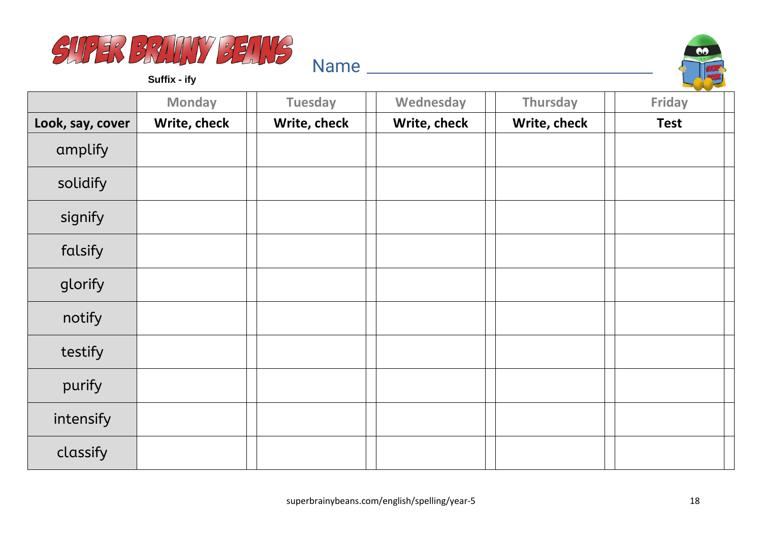# SUPER BRAINY BEANS

**Suffix - ify**

Name ______________________________

| | Monday | | Tuesday | | Wednesday | | Thursday | | Friday | |
|---|---|---|---|---|---|---|---|---|---|---|
| **Look, say, cover** | **Write, check** | | **Write, check** | | **Write, check** | | **Write, check** | | **Test** | |
| amplify | | | | | | | | | | |
| solidify | | | | | | | | | | |
| signify | | | | | | | | | | |
| falsify | | | | | | | | | | |
| glorify | | | | | | | | | | |
| notify | | | | | | | | | | |
| testify | | | | | | | | | | |
| purify | | | | | | | | | | |
| intensify | | | | | | | | | | |
| classify | | | | | | | | | | |

superbrainybeans.com/english/spelling/year-5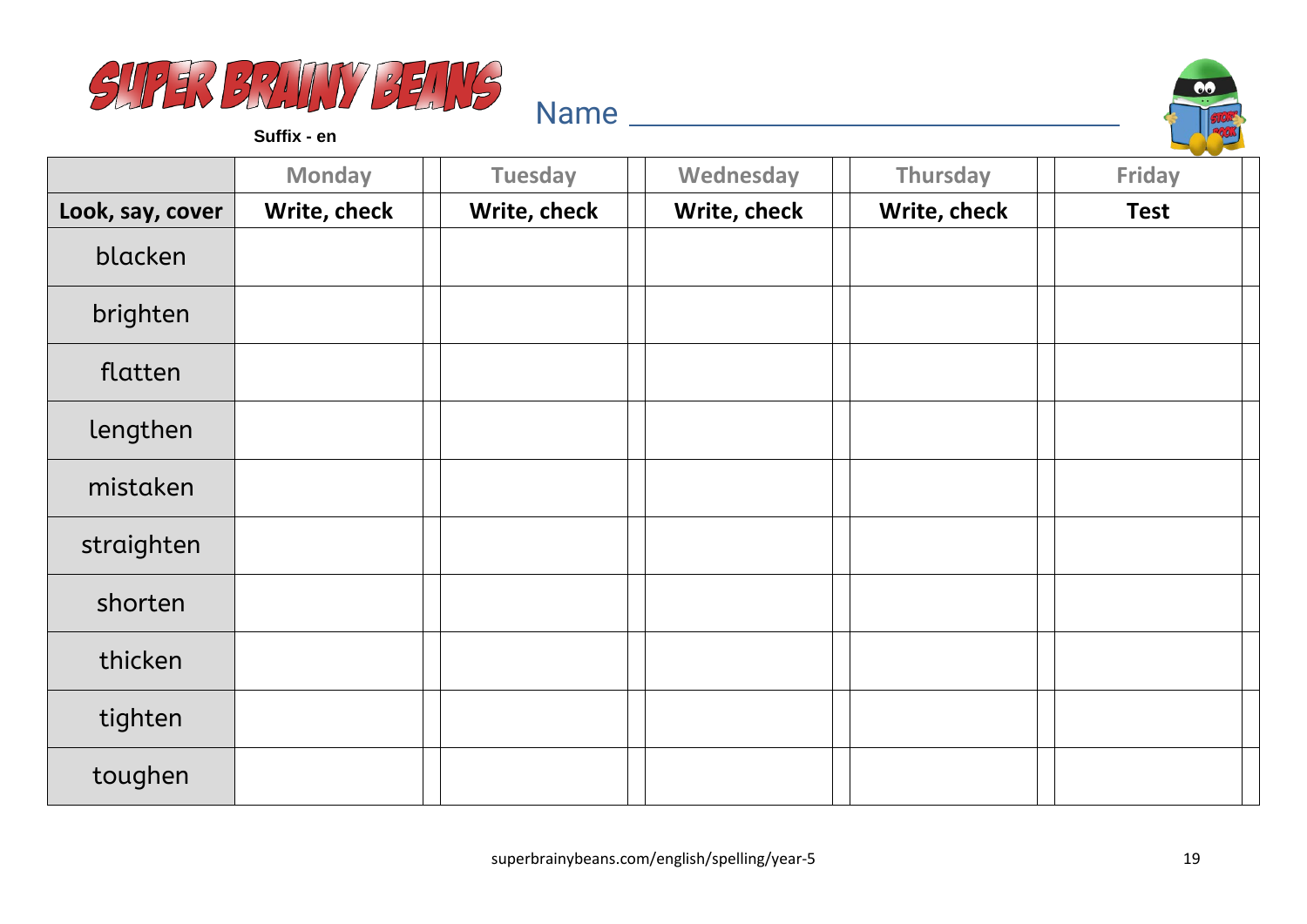# SUPER BRAINY BEANS

**Suffix - en**

Name ___________________________

| | Monday | Tuesday | Wednesday | Thursday | Friday |
|---|---|---|---|---|---|
| **Look, say, cover** | **Write, check** | **Write, check** | **Write, check** | **Write, check** | **Test** |
| blacken | | | | | |
| brighten | | | | | |
| flatten | | | | | |
| lengthen | | | | | |
| mistaken | | | | | |
| straighten | | | | | |
| shorten | | | | | |
| thicken | | | | | |
| tighten | | | | | |
| toughen | | | | | |

superbrainybeans.com/english/spelling/year-5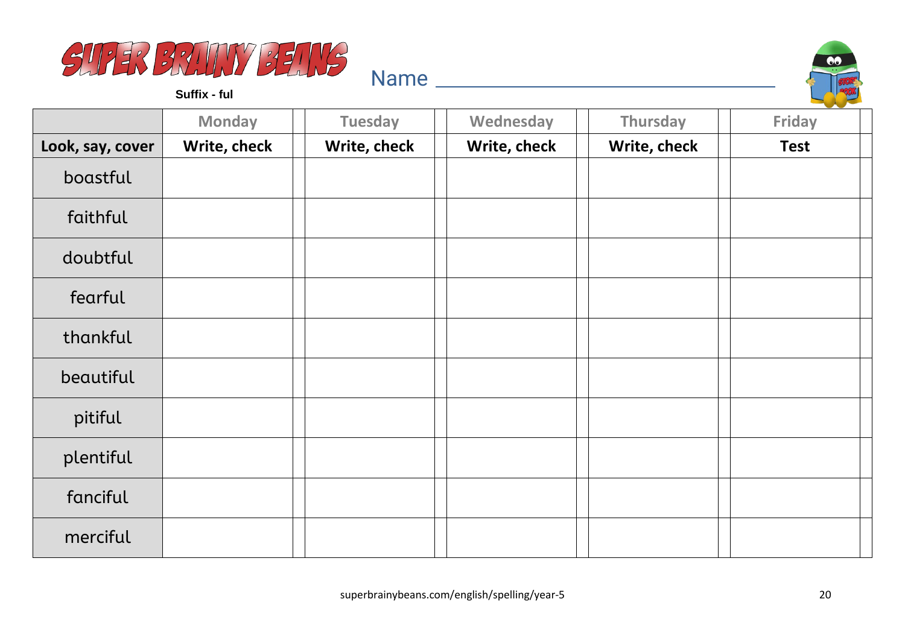# SUPER BRAINY BEANS

**Suffix - ful**

Name ______________________________

| | Monday | Tuesday | Wednesday | Thursday | Friday |
|---|---|---|---|---|---|
| **Look, say, cover** | **Write, check** | **Write, check** | **Write, check** | **Write, check** | **Test** |
| boastful | | | | | |
| faithful | | | | | |
| doubtful | | | | | |
| fearful | | | | | |
| thankful | | | | | |
| beautiful | | | | | |
| pitiful | | | | | |
| plentiful | | | | | |
| fanciful | | | | | |
| merciful | | | | | |

superbrainybeans.com/english/spelling/year-5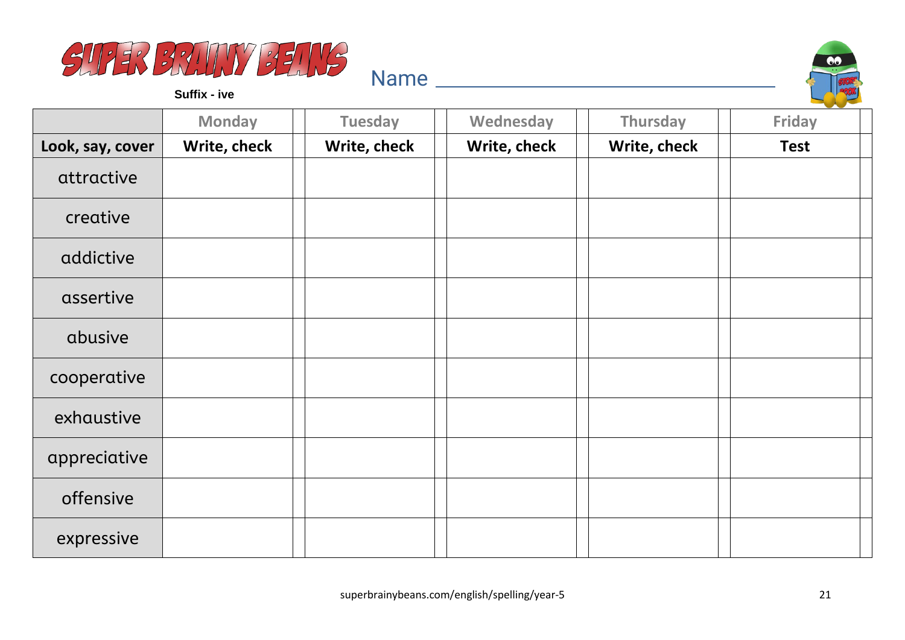# SUPER BRAINY BEANS

**Suffix - ive**

Name ______________________________

| | Monday | | Tuesday | | Wednesday | | Thursday | | Friday | |
|---|---|---|---|---|---|---|---|---|---|---|
| **Look, say, cover** | **Write, check** | | **Write, check** | | **Write, check** | | **Write, check** | | **Test** | |
| attractive | | | | | | | | | | |
| creative | | | | | | | | | | |
| addictive | | | | | | | | | | |
| assertive | | | | | | | | | | |
| abusive | | | | | | | | | | |
| cooperative | | | | | | | | | | |
| exhaustive | | | | | | | | | | |
| appreciative | | | | | | | | | | |
| offensive | | | | | | | | | | |
| expressive | | | | | | | | | | |

superbrainybeans.com/english/spelling/year-5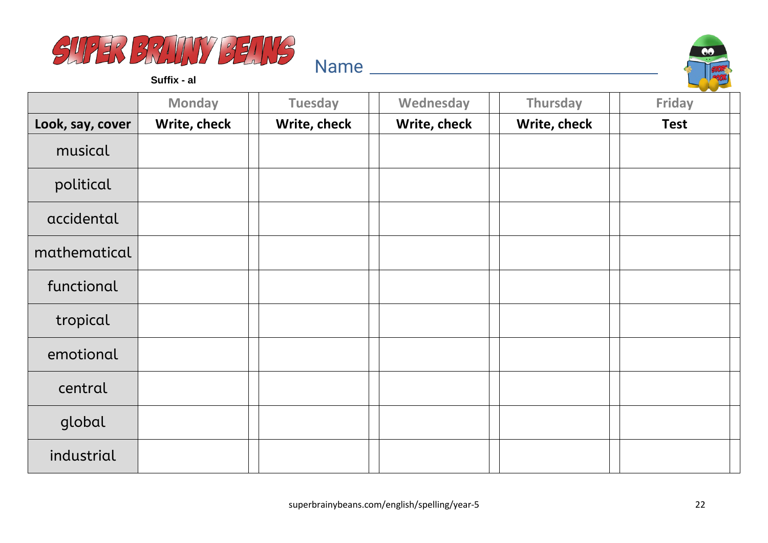SUPER BRAINY BEANS

**Suffix - al**

Name ______________________________

| | Monday | | Tuesday | | Wednesday | | Thursday | | Friday | |
|---|---|---|---|---|---|---|---|---|---|---|
| **Look, say, cover** | **Write, check** | | **Write, check** | | **Write, check** | | **Write, check** | | **Test** | |
| musical | | | | | | | | | | |
| political | | | | | | | | | | |
| accidental | | | | | | | | | | |
| mathematical | | | | | | | | | | |
| functional | | | | | | | | | | |
| tropical | | | | | | | | | | |
| emotional | | | | | | | | | | |
| central | | | | | | | | | | |
| global | | | | | | | | | | |
| industrial | | | | | | | | | | |

superbrainybeans.com/english/spelling/year-5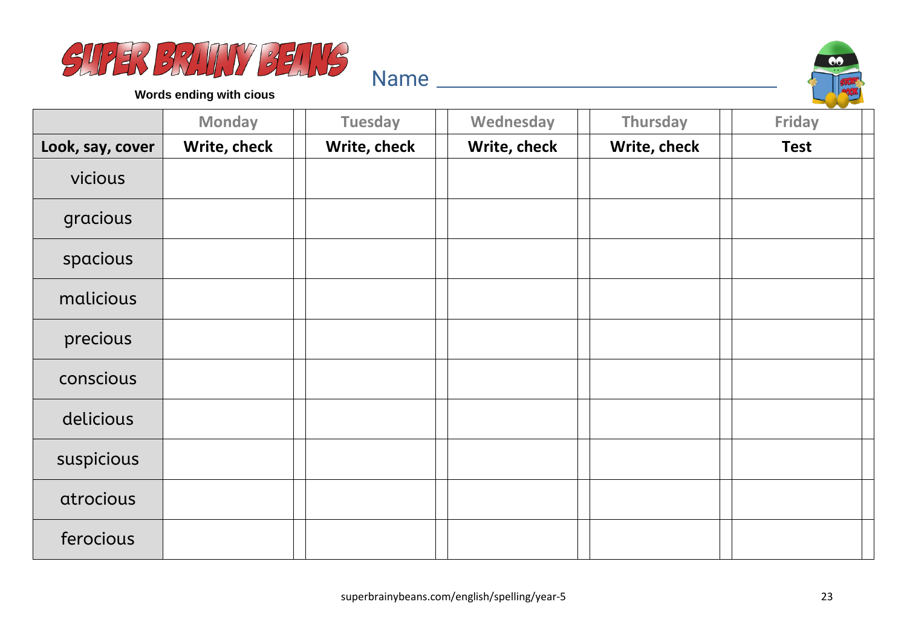# SUPER BRAINY BEANS

**Words ending with cious**

Name ________________________________

| | Monday | Tuesday | Wednesday | Thursday | Friday |
|---|---|---|---|---|---|
| **Look, say, cover** | **Write, check** | **Write, check** | **Write, check** | **Write, check** | **Test** |
| vicious | | | | | |
| gracious | | | | | |
| spacious | | | | | |
| malicious | | | | | |
| precious | | | | | |
| conscious | | | | | |
| delicious | | | | | |
| suspicious | | | | | |
| atrocious | | | | | |
| ferocious | | | | | |

superbrainybeans.com/english/spelling/year-5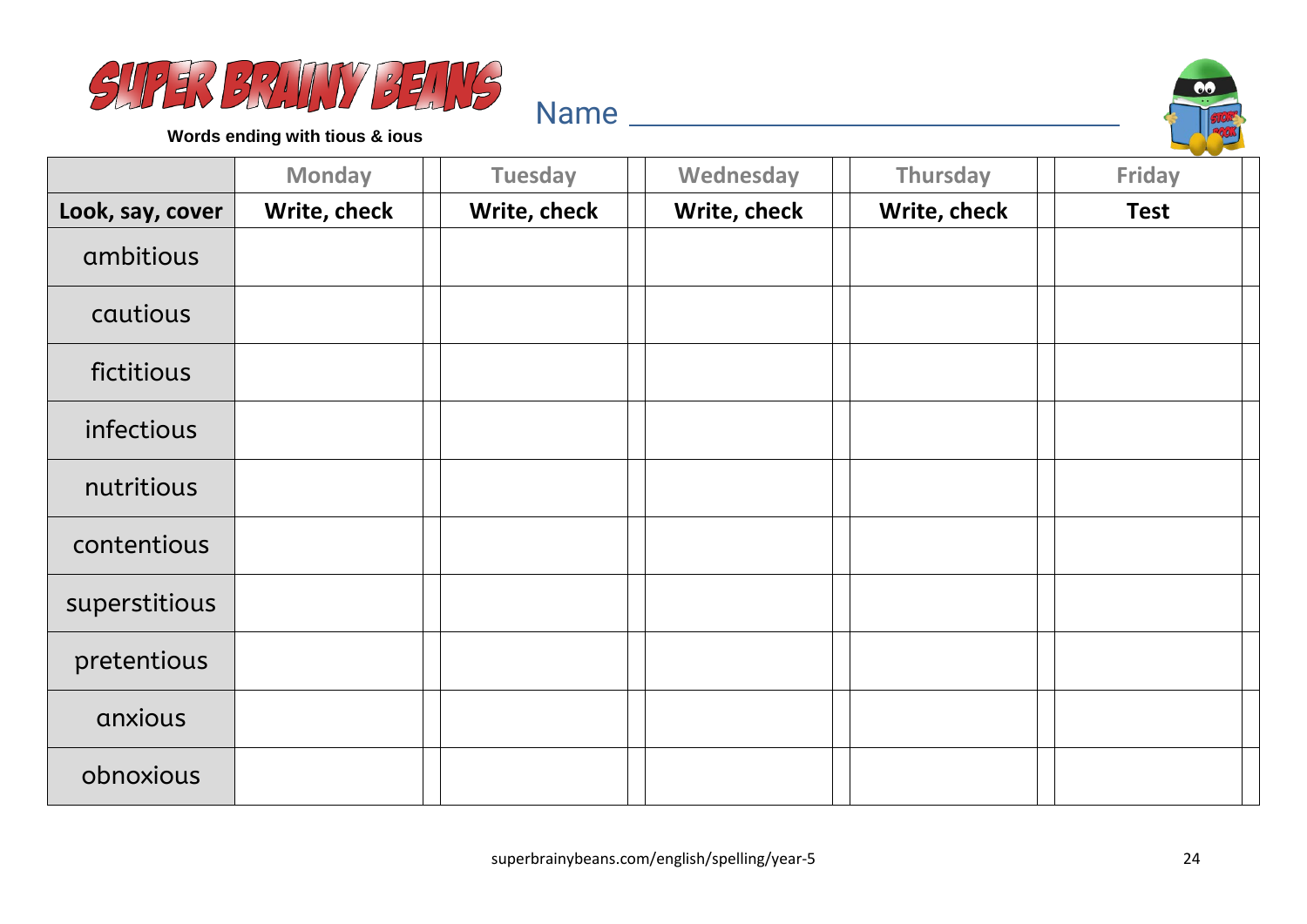SUPER BRAINY BEANS

**Words ending with tious & ious**

Name ___________________________

| | Monday | Tuesday | Wednesday | Thursday | Friday |
|---|---|---|---|---|---|
| **Look, say, cover** | **Write, check** | **Write, check** | **Write, check** | **Write, check** | **Test** |
| ambitious | | | | | |
| cautious | | | | | |
| fictitious | | | | | |
| infectious | | | | | |
| nutritious | | | | | |
| contentious | | | | | |
| superstitious | | | | | |
| pretentious | | | | | |
| anxious | | | | | |
| obnoxious | | | | | |

superbrainybeans.com/english/spelling/year-5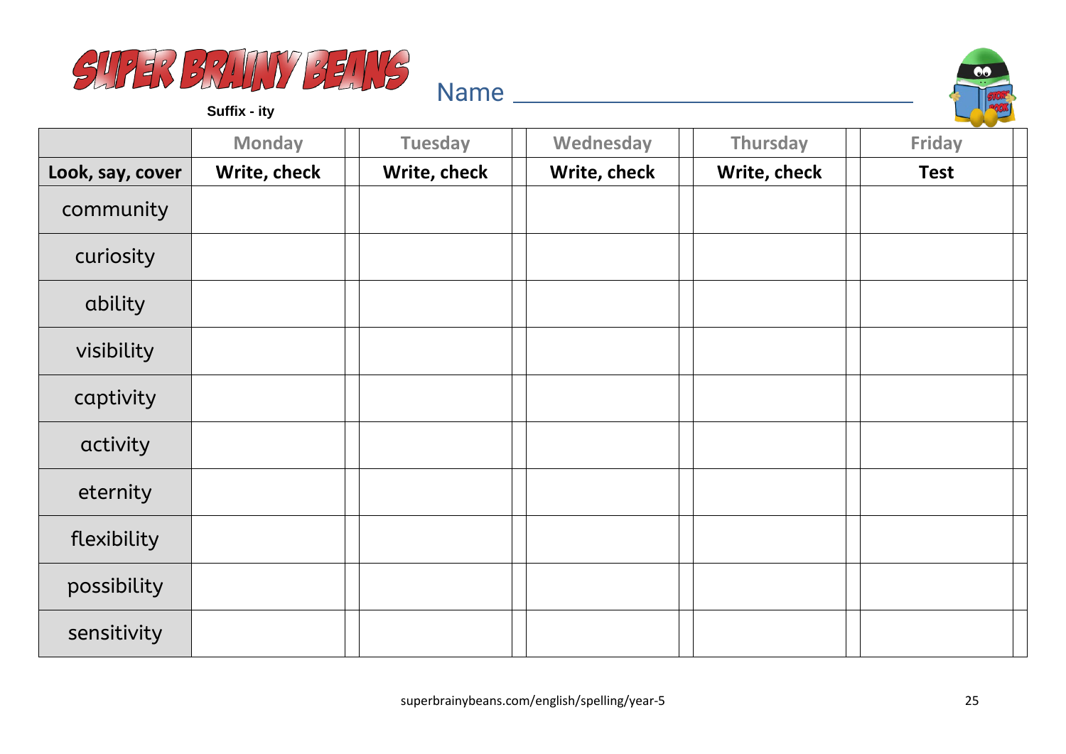# SUPER BRAINY BEANS

**Suffix - ity**

Name ______________________________

| | Monday | | Tuesday | | Wednesday | | Thursday | | Friday | |
|---|---|---|---|---|---|---|---|---|---|---|
| **Look, say, cover** | **Write, check** | | **Write, check** | | **Write, check** | | **Write, check** | | **Test** | |
| community | | | | | | | | | | |
| curiosity | | | | | | | | | | |
| ability | | | | | | | | | | |
| visibility | | | | | | | | | | |
| captivity | | | | | | | | | | |
| activity | | | | | | | | | | |
| eternity | | | | | | | | | | |
| flexibility | | | | | | | | | | |
| possibility | | | | | | | | | | |
| sensitivity | | | | | | | | | | |

superbrainybeans.com/english/spelling/year-5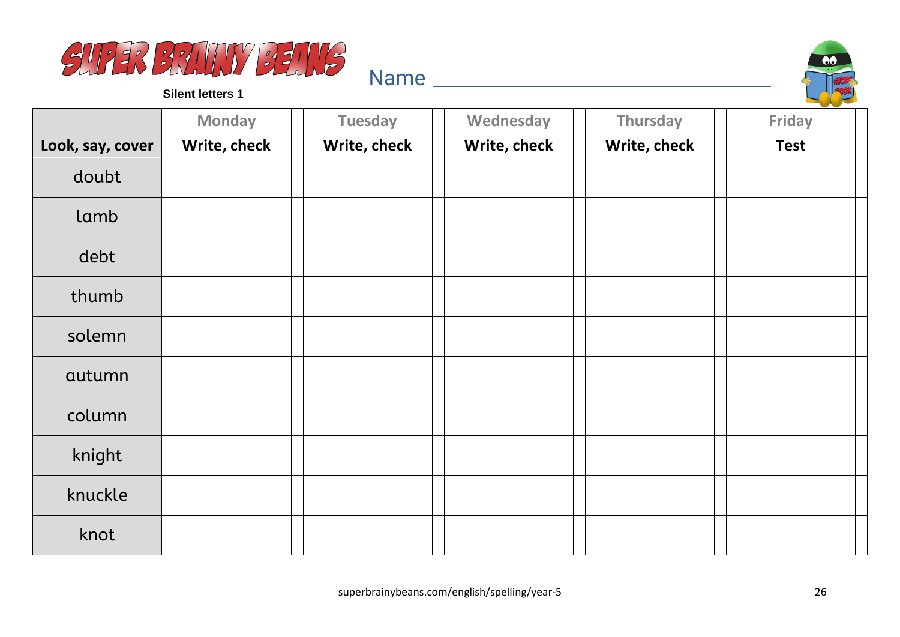SUPER BRAINY BEANS

**Silent letters 1**

Name ______________________________

| | Monday | Tuesday | Wednesday | Thursday | Friday |
|---|---|---|---|---|---|
| **Look, say, cover** | **Write, check** | **Write, check** | **Write, check** | **Write, check** | **Test** |
| doubt | | | | | |
| lamb | | | | | |
| debt | | | | | |
| thumb | | | | | |
| solemn | | | | | |
| autumn | | | | | |
| column | | | | | |
| knight | | | | | |
| knuckle | | | | | |
| knot | | | | | |

superbrainybeans.com/english/spelling/year-5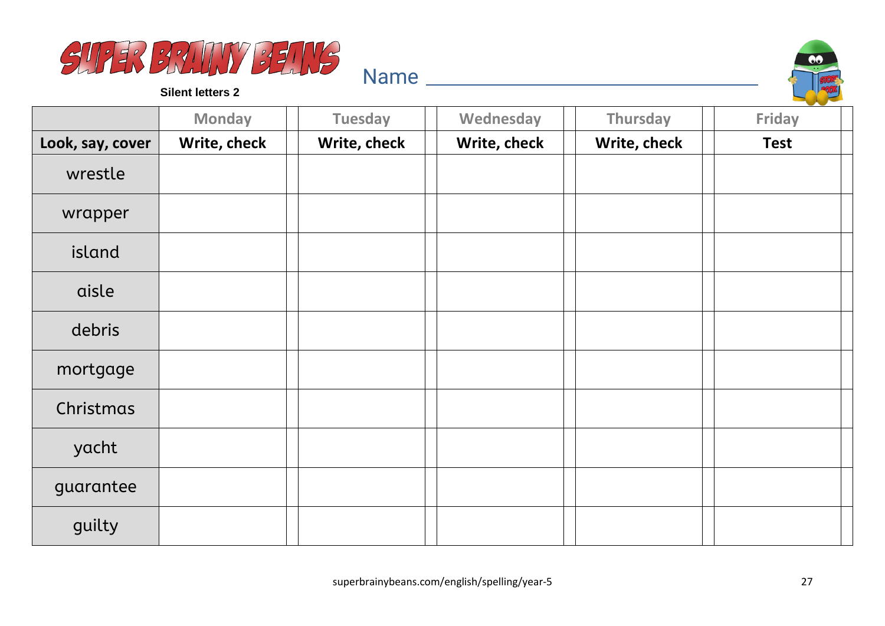# SUPER BRAINY BEANS

**Silent letters 2**

Name ______________________________

| | Monday | Tuesday | Wednesday | Thursday | Friday |
|---|---|---|---|---|---|
| **Look, say, cover** | **Write, check** | **Write, check** | **Write, check** | **Write, check** | **Test** |
| wrestle | | | | | |
| wrapper | | | | | |
| island | | | | | |
| aisle | | | | | |
| debris | | | | | |
| mortgage | | | | | |
| Christmas | | | | | |
| yacht | | | | | |
| guarantee | | | | | |
| guilty | | | | | |

superbrainybeans.com/english/spelling/year-5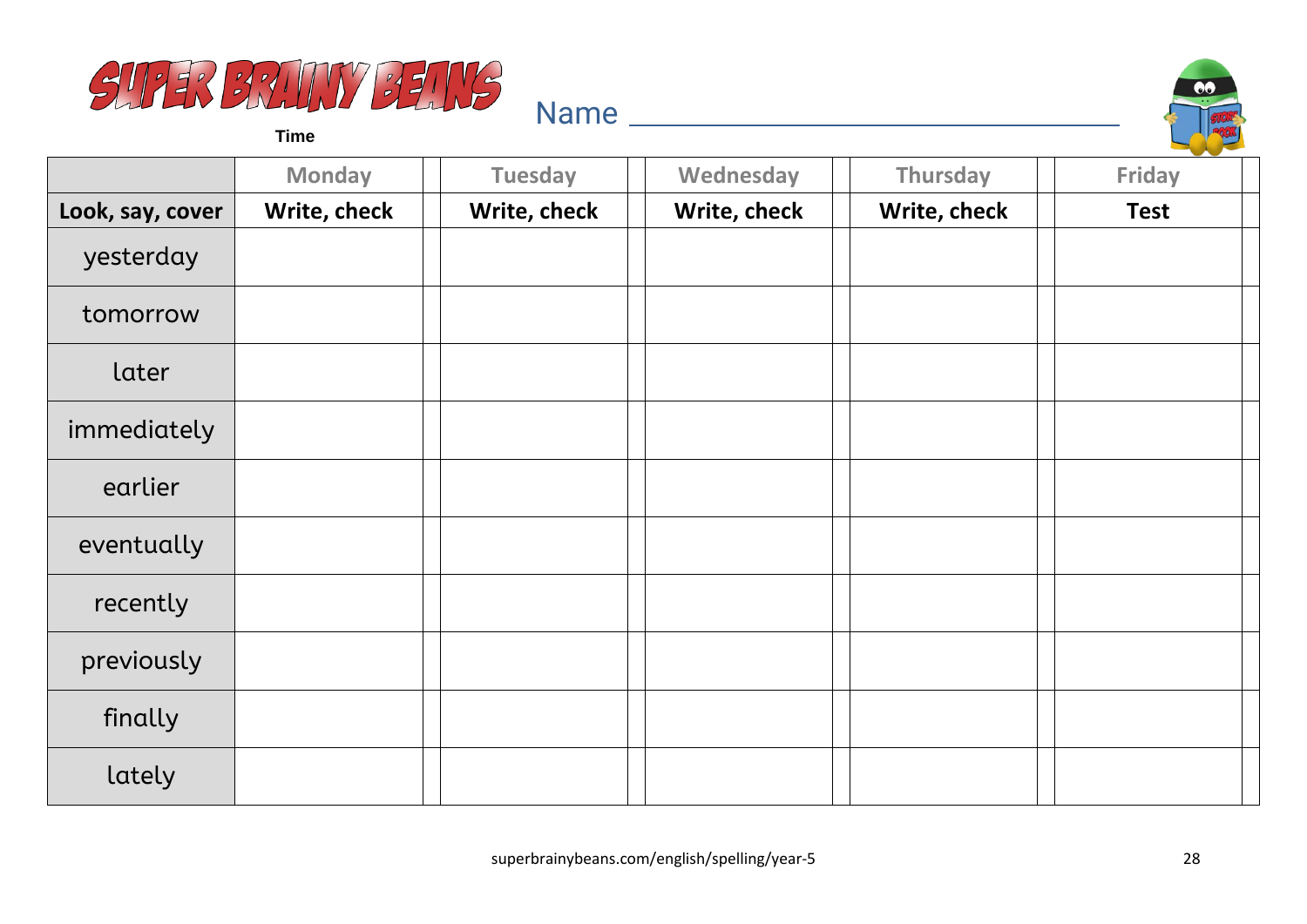SUPER BRAINY BEANS

**Time**

Name ______________________________

| | Monday | Tuesday | Wednesday | Thursday | Friday |
|---|---|---|---|---|---|
| **Look, say, cover** | **Write, check** | **Write, check** | **Write, check** | **Write, check** | **Test** |
| yesterday | | | | | |
| tomorrow | | | | | |
| later | | | | | |
| immediately | | | | | |
| earlier | | | | | |
| eventually | | | | | |
| recently | | | | | |
| previously | | | | | |
| finally | | | | | |
| lately | | | | | |

superbrainybeans.com/english/spelling/year-5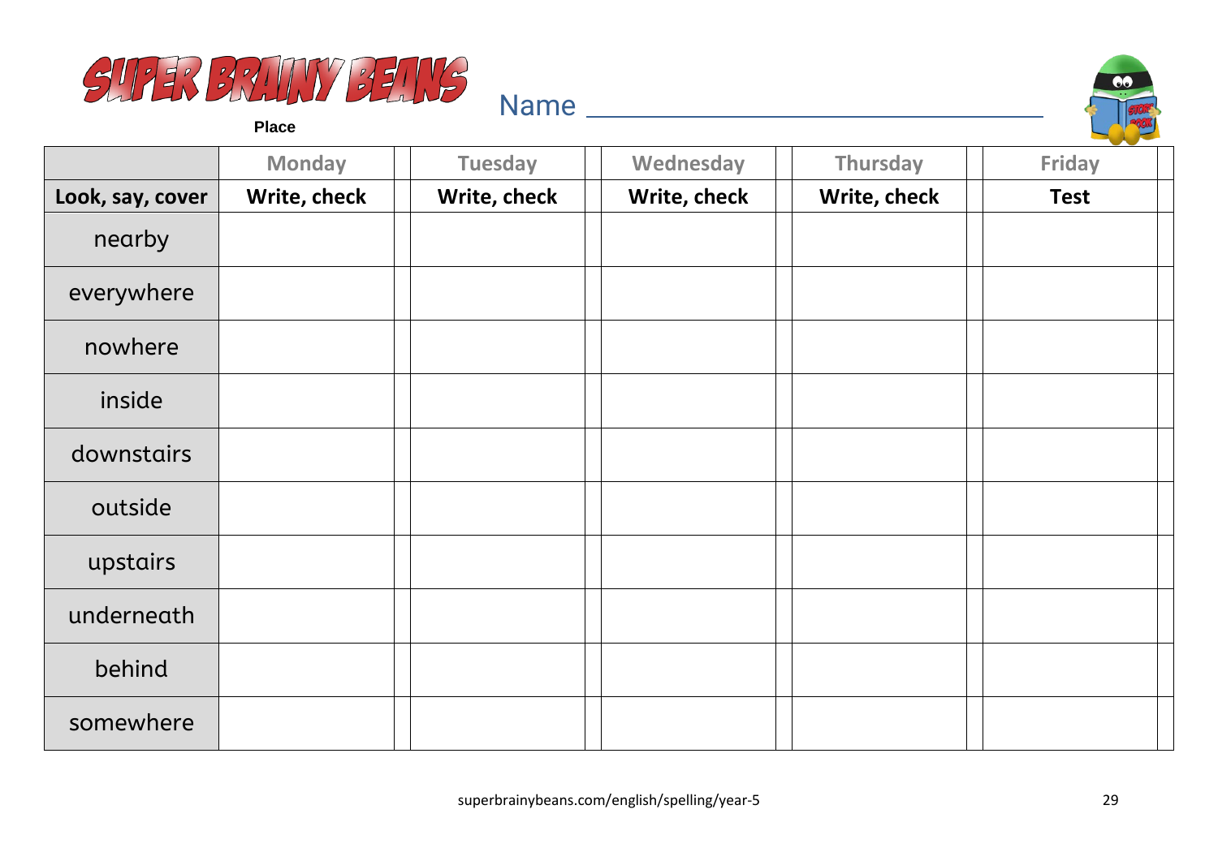# SUPER BRAINY BEANS

**Place**

Name ______________________________

| | Monday | | Tuesday | | Wednesday | | Thursday | | Friday | |
|---|---|---|---|---|---|---|---|---|---|---|
| **Look, say, cover** | **Write, check** | | **Write, check** | | **Write, check** | | **Write, check** | | **Test** | |
| nearby | | | | | | | | | | |
| everywhere | | | | | | | | | | |
| nowhere | | | | | | | | | | |
| inside | | | | | | | | | | |
| downstairs | | | | | | | | | | |
| outside | | | | | | | | | | |
| upstairs | | | | | | | | | | |
| underneath | | | | | | | | | | |
| behind | | | | | | | | | | |
| somewhere | | | | | | | | | | |

superbrainybeans.com/english/spelling/year-5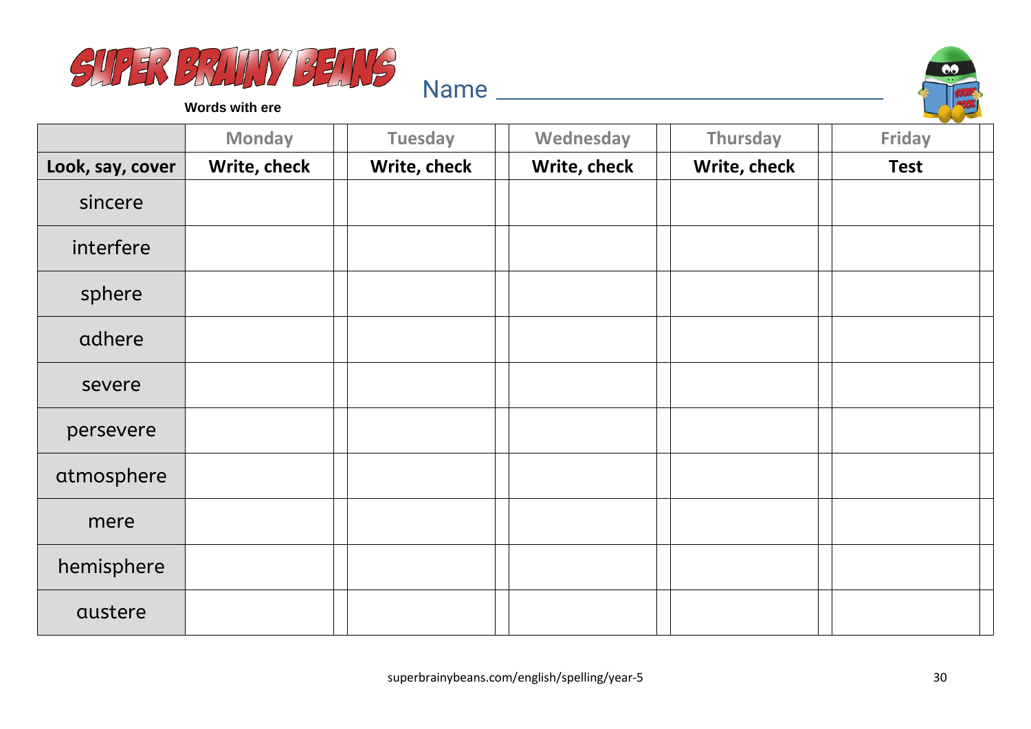# SUPER BRAINY BEANS

**Words with ere**

Name ______________________________

| | Monday | Tuesday | Wednesday | Thursday | Friday |
|---|---|---|---|---|---|
| **Look, say, cover** | **Write, check** | **Write, check** | **Write, check** | **Write, check** | **Test** |
| sincere | | | | | |
| interfere | | | | | |
| sphere | | | | | |
| adhere | | | | | |
| severe | | | | | |
| persevere | | | | | |
| atmosphere | | | | | |
| mere | | | | | |
| hemisphere | | | | | |
| austere | | | | | |

superbrainybeans.com/english/spelling/year-5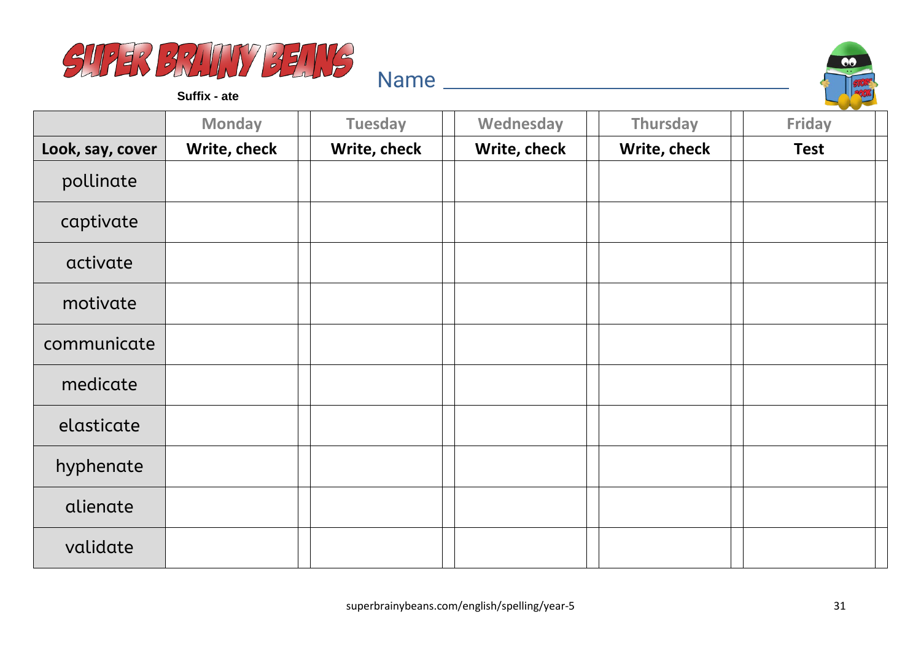# SUPER BRAINY BEANS

**Suffix - ate**

Name ________________________________

| | Monday | Tuesday | Wednesday | Thursday | Friday |
|---|---|---|---|---|---|
| **Look, say, cover** | **Write, check** | **Write, check** | **Write, check** | **Write, check** | **Test** |
| pollinate | | | | | |
| captivate | | | | | |
| activate | | | | | |
| motivate | | | | | |
| communicate | | | | | |
| medicate | | | | | |
| elasticate | | | | | |
| hyphenate | | | | | |
| alienate | | | | | |
| validate | | | | | |

superbrainybeans.com/english/spelling/year-5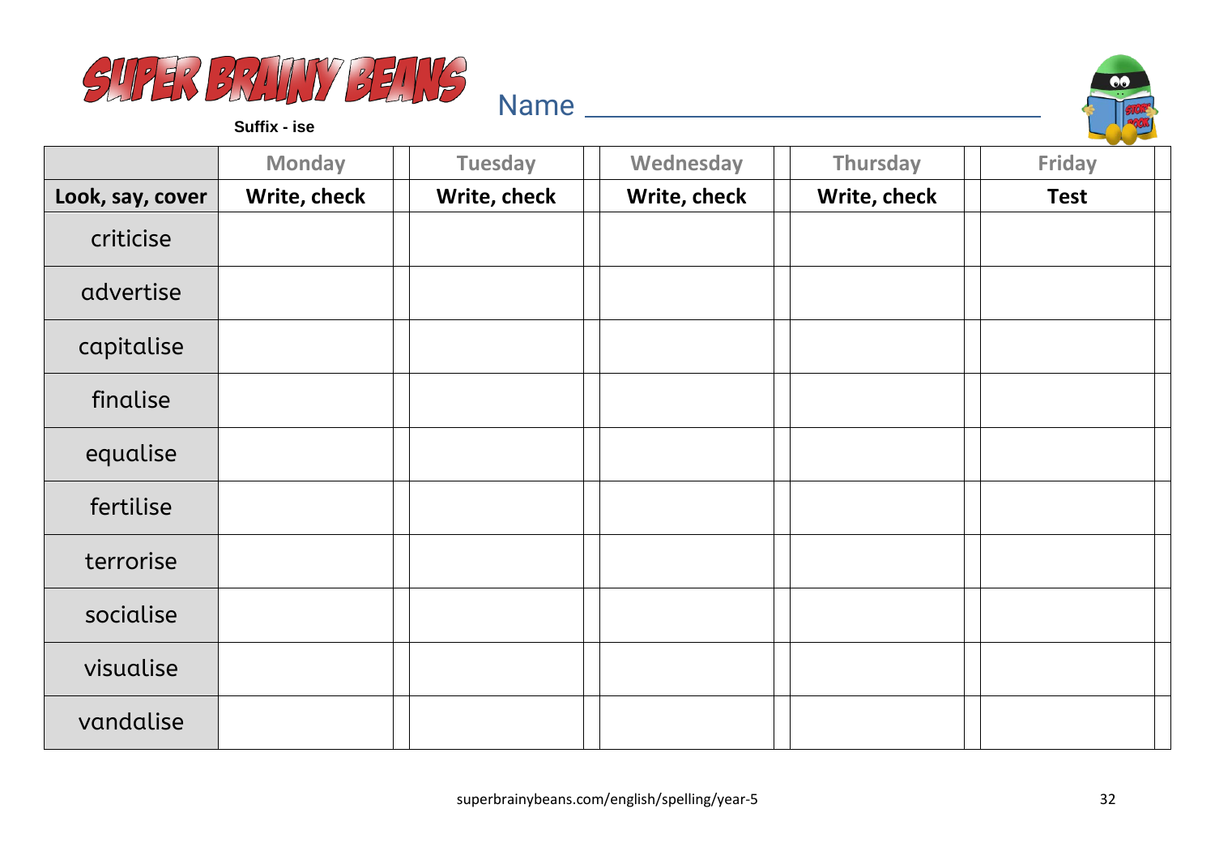# SUPER BRAINY BEANS

**Suffix - ise**

Name ________________________________

| | Monday | Tuesday | Wednesday | Thursday | Friday |
|---|---|---|---|---|---|
| **Look, say, cover** | **Write, check** | **Write, check** | **Write, check** | **Write, check** | **Test** |
| criticise | | | | | |
| advertise | | | | | |
| capitalise | | | | | |
| finalise | | | | | |
| equalise | | | | | |
| fertilise | | | | | |
| terrorise | | | | | |
| socialise | | | | | |
| visualise | | | | | |
| vandalise | | | | | |

superbrainybeans.com/english/spelling/year-5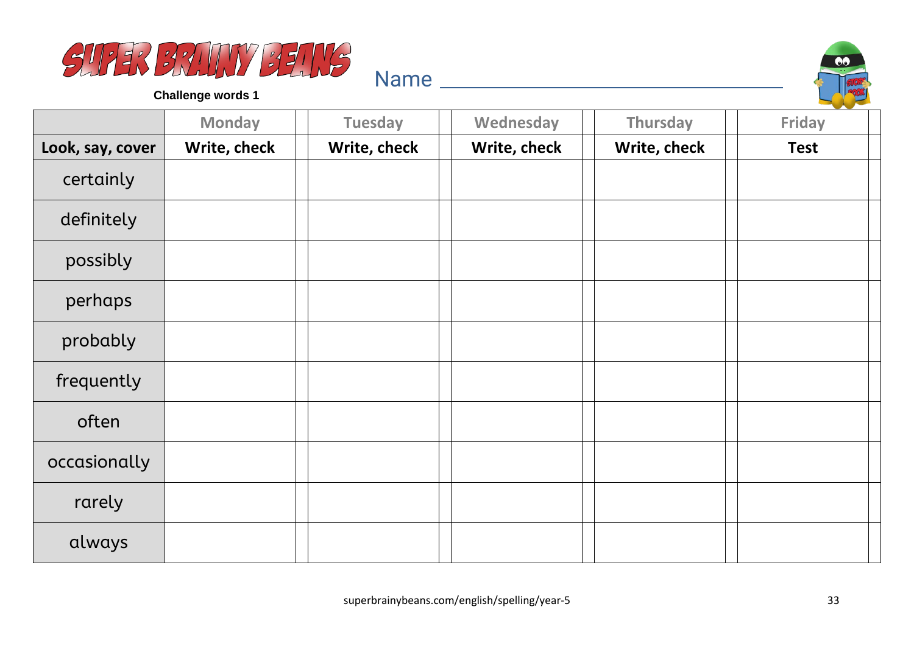# SUPER BRAINY BEANS

**Challenge words 1**

Name ______________________________

| | Monday | Tuesday | Wednesday | Thursday | Friday |
|---|---|---|---|---|---|
| **Look, say, cover** | **Write, check** | **Write, check** | **Write, check** | **Write, check** | **Test** |
| certainly | | | | | |
| definitely | | | | | |
| possibly | | | | | |
| perhaps | | | | | |
| probably | | | | | |
| frequently | | | | | |
| often | | | | | |
| occasionally | | | | | |
| rarely | | | | | |
| always | | | | | |

superbrainybeans.com/english/spelling/year-5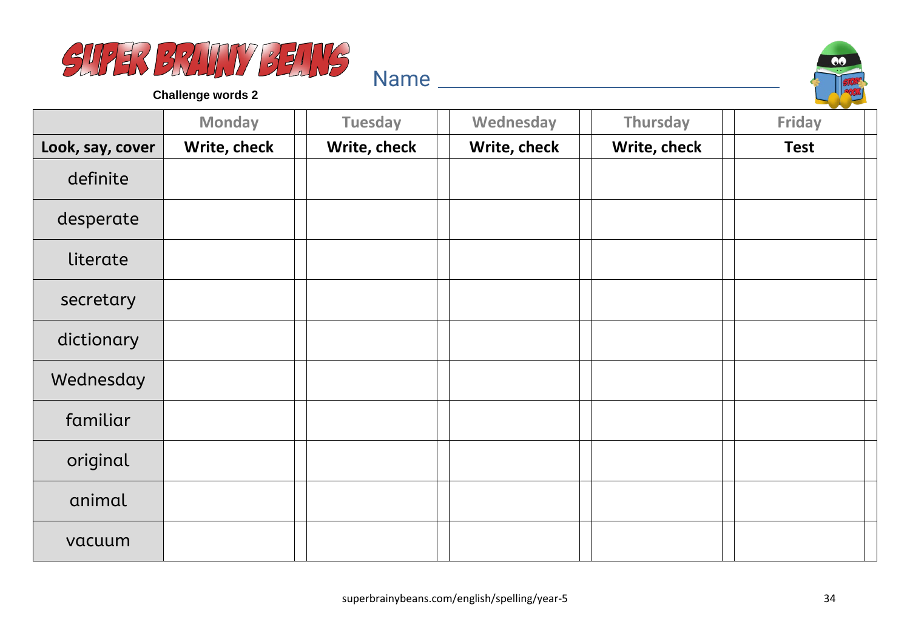# SUPER BRAINY BEANS

**Challenge words 2**

Name ______________________________

| | Monday | Tuesday | Wednesday | Thursday | Friday |
|---|---|---|---|---|---|
| **Look, say, cover** | **Write, check** | **Write, check** | **Write, check** | **Write, check** | **Test** |
| definite | | | | | |
| desperate | | | | | |
| literate | | | | | |
| secretary | | | | | |
| dictionary | | | | | |
| Wednesday | | | | | |
| familiar | | | | | |
| original | | | | | |
| animal | | | | | |
| vacuum | | | | | |

superbrainybeans.com/english/spelling/year-5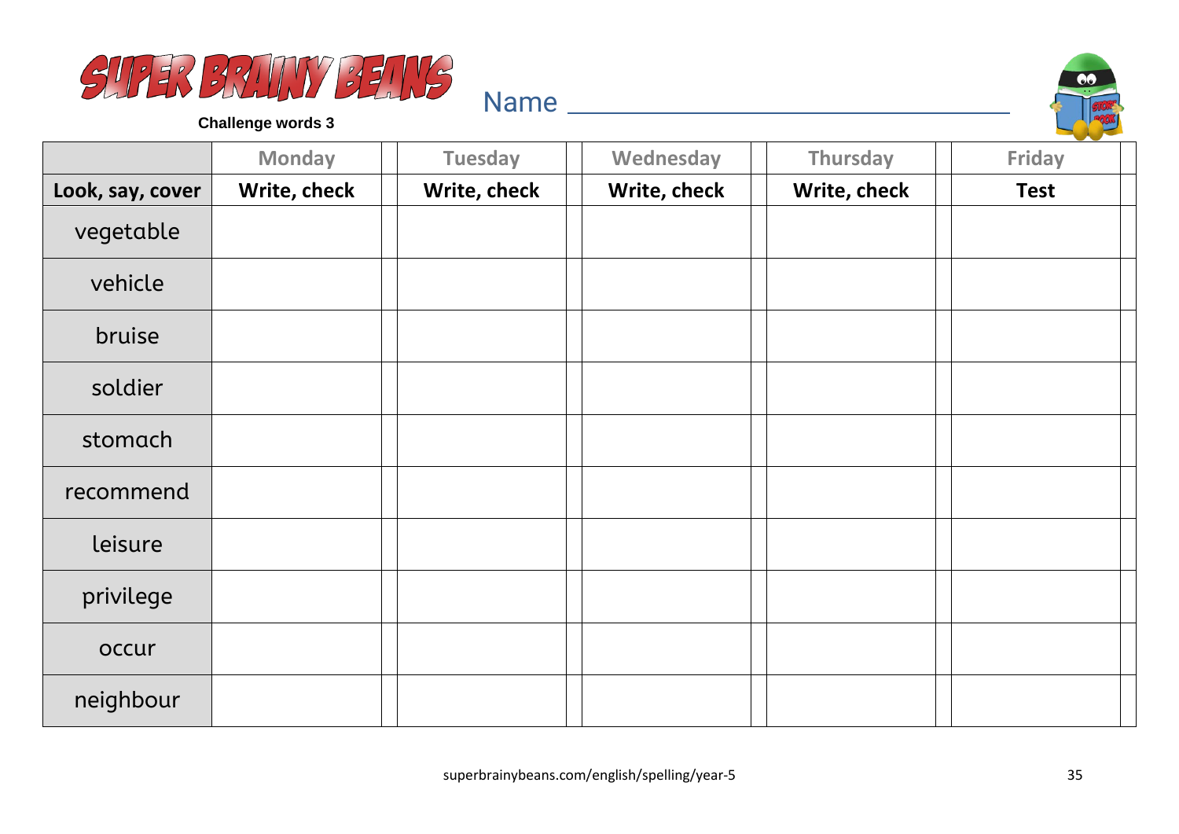# SUPER BRAINY BEANS

**Challenge words 3**

Name ___________________________________

| | Monday | Tuesday | Wednesday | Thursday | Friday |
|---|---|---|---|---|---|
| **Look, say, cover** | **Write, check** | **Write, check** | **Write, check** | **Write, check** | **Test** |
| vegetable | | | | | |
| vehicle | | | | | |
| bruise | | | | | |
| soldier | | | | | |
| stomach | | | | | |
| recommend | | | | | |
| leisure | | | | | |
| privilege | | | | | |
| occur | | | | | |
| neighbour | | | | | |

superbrainybeans.com/english/spelling/year-5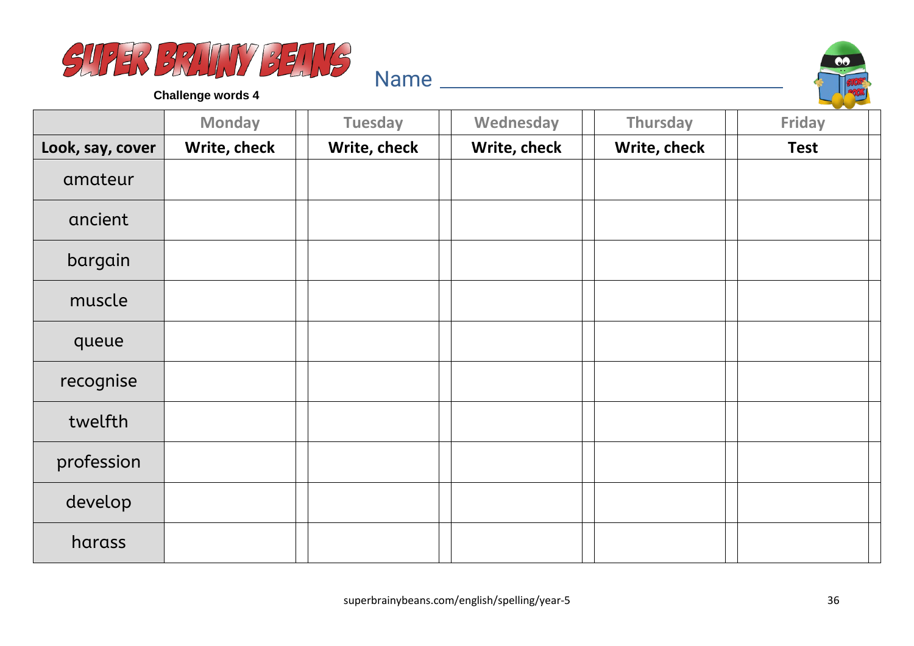# SUPER BRAINY BEANS

**Challenge words 4**

Name ______________________________

| | Monday | Tuesday | Wednesday | Thursday | Friday |
|---|---|---|---|---|---|
| **Look, say, cover** | **Write, check** | **Write, check** | **Write, check** | **Write, check** | **Test** |
| amateur | | | | | |
| ancient | | | | | |
| bargain | | | | | |
| muscle | | | | | |
| queue | | | | | |
| recognise | | | | | |
| twelfth | | | | | |
| profession | | | | | |
| develop | | | | | |
| harass | | | | | |

superbrainybeans.com/english/spelling/year-5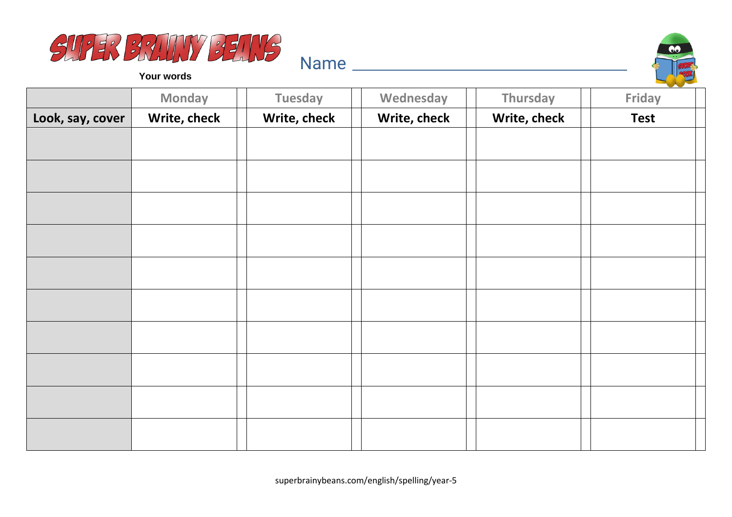SUPER BRAINY BEANS

Your words

Name ______________________________

| | Monday | | Tuesday | | Wednesday | | Thursday | | Friday | |
|---|---|---|---|---|---|---|---|---|---|---|
| **Look, say, cover** | **Write, check** | | **Write, check** | | **Write, check** | | **Write, check** | | **Test** | |
| | | | | | | | | | | |
| | | | | | | | | | | |
| | | | | | | | | | | |
| | | | | | | | | | | |
| | | | | | | | | | | |
| | | | | | | | | | | |
| | | | | | | | | | | |
| | | | | | | | | | | |
| | | | | | | | | | | |
| | | | | | | | | | | |

superbrainybeans.com/english/spelling/year-5